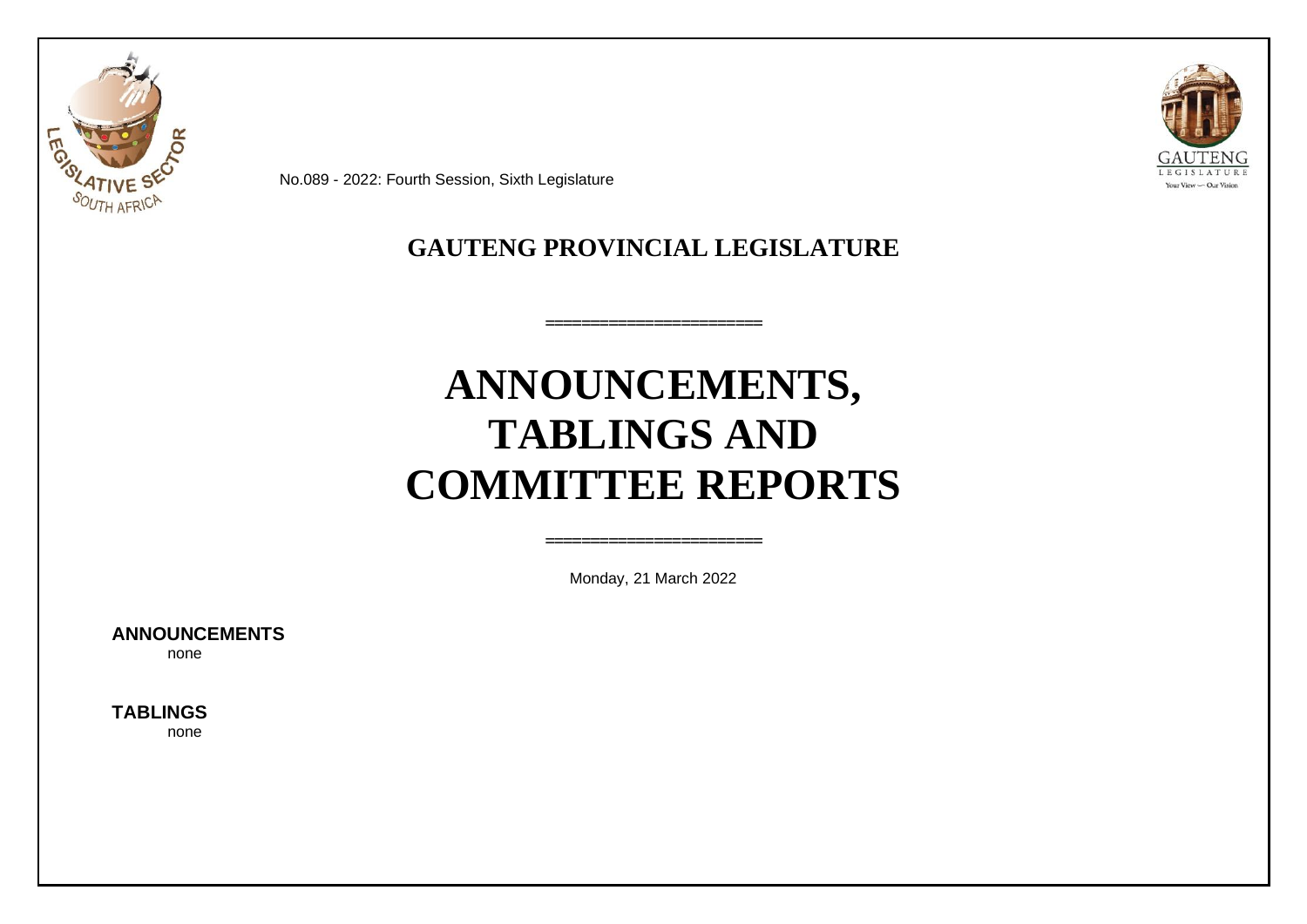No.089 - 2022: Fourth Session, Sixth Legislature

# GAUTENG PROVINCIAL LEGISLATURE

=====================

# ANNOUNCEMENTS, TABLINGS AND COMMITTEE REPORTS

=====================

Monday, 21 March 2022

**ANNOUNCEMENTS**

none

**TABLINGS**

none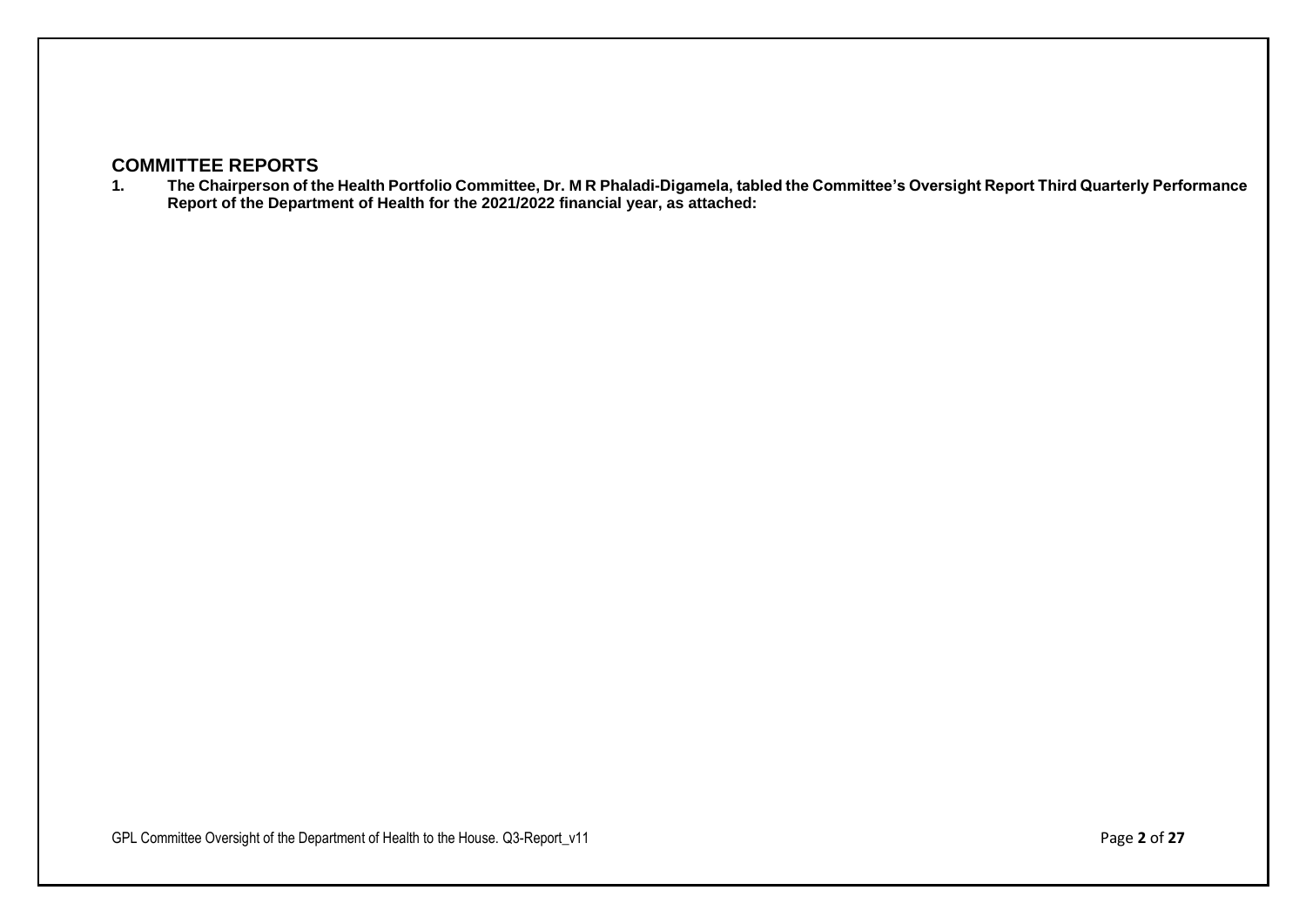# COMMITTEE REPORTS

1. **The Chairperson of the Health Portfolio Committee, Dr. M R Phaladi-Digamela, tabled the Committee's Oversight Report Third Quarterly Performance Report of the Department of Health for the 2021/2022 financial year, as attached:**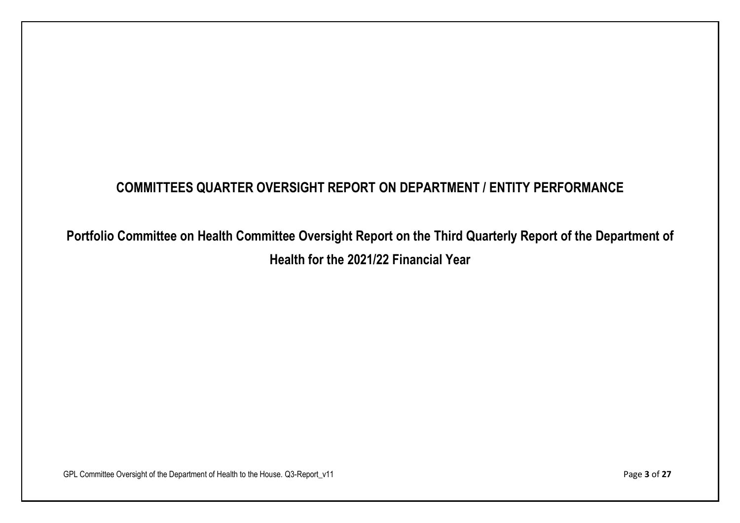# COMMITTEES QUARTER OVERSIGHT REPORT ON DEPARTMENT / ENTITY PERFORMANCE

## Portfolio Committee on Health Committee Oversight Report on the Third Quarterly Report of the Department of Health for the 2021/22 Financial Year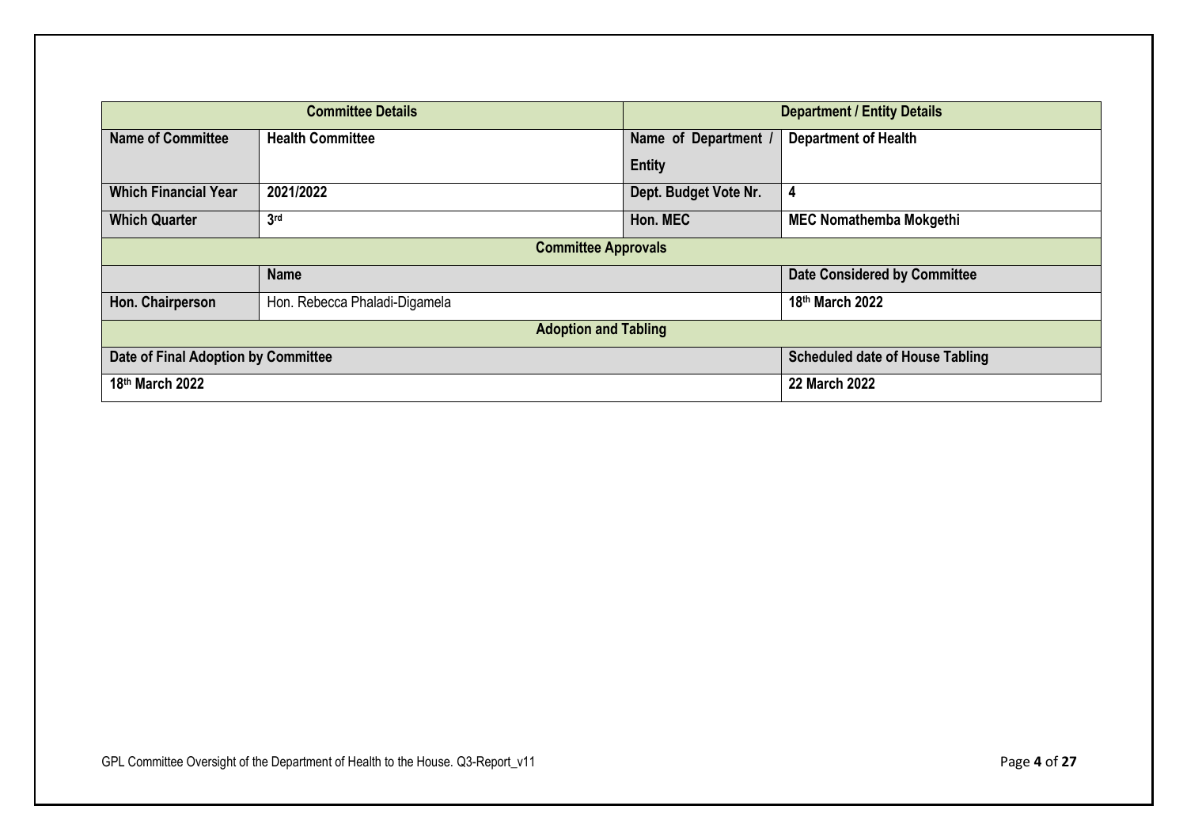| Committee Details | | Department / Entity Details | |
|---|---|---|---|
| **Name of Committee** | **Health Committee** | **Name of Department / Entity** | **Department of Health** |
| **Which Financial Year** | **2021/2022** | **Dept. Budget Vote Nr.** | **4** |
| **Which Quarter** | **3rd** | **Hon. MEC** | **MEC Nomathemba Mokgethi** |
| **Committee Approvals** | | | |
| | **Name** | | **Date Considered by Committee** |
| **Hon. Chairperson** | Hon. Rebecca Phaladi-Digamela | | **18th March 2022** |
| **Adoption and Tabling** | | | |
| **Date of Final Adoption by Committee** | | | **Scheduled date of House Tabling** |
| **18th March 2022** | | | **22 March 2022** |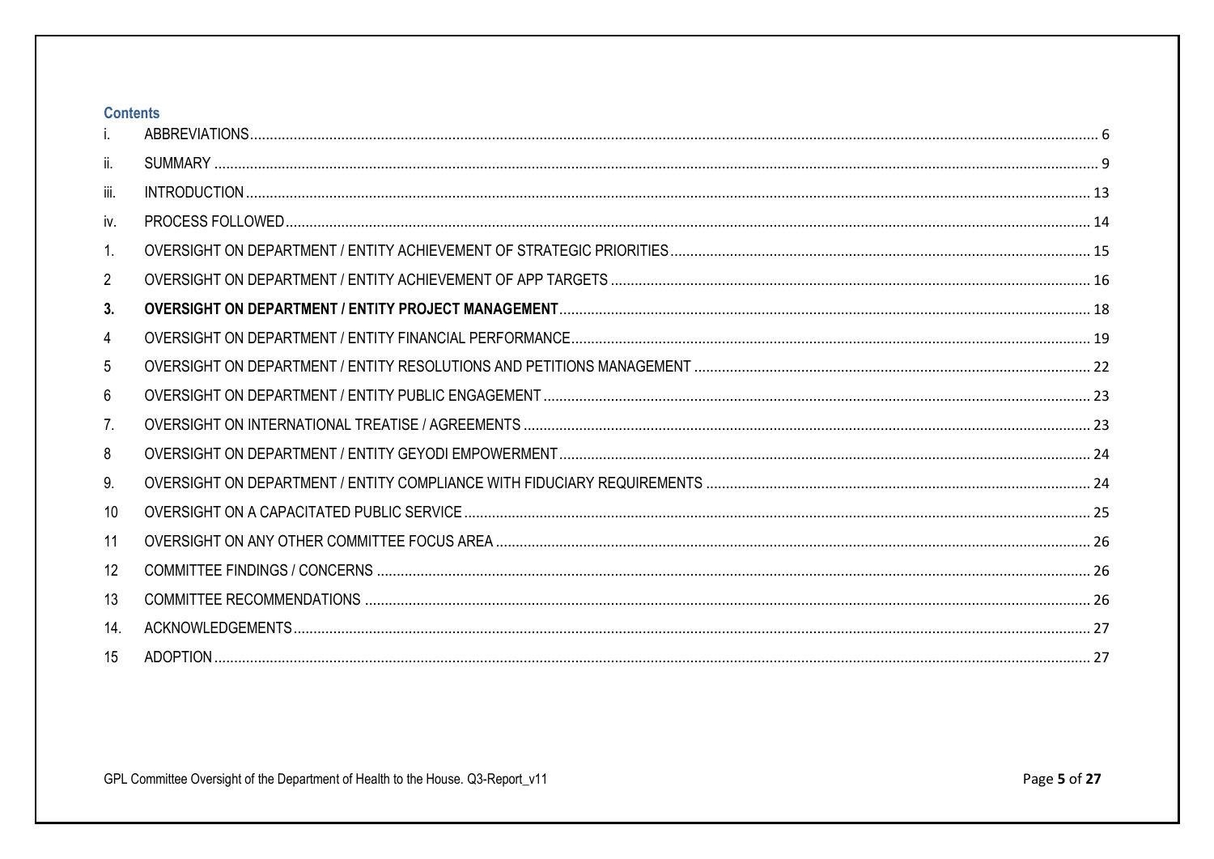## Contents

| | | |
|---|---|---|
| i. | ABBREVIATIONS | 6 |
| ii. | SUMMARY | 9 |
| iii. | INTRODUCTION | 13 |
| iv. | PROCESS FOLLOWED | 14 |
| 1. | OVERSIGHT ON DEPARTMENT / ENTITY ACHIEVEMENT OF STRATEGIC PRIORITIES | 15 |
| 2 | OVERSIGHT ON DEPARTMENT / ENTITY ACHIEVEMENT OF APP TARGETS | 16 |
| **3.** | **OVERSIGHT ON DEPARTMENT / ENTITY PROJECT MANAGEMENT** | 18 |
| 4 | OVERSIGHT ON DEPARTMENT / ENTITY FINANCIAL PERFORMANCE | 19 |
| 5 | OVERSIGHT ON DEPARTMENT / ENTITY RESOLUTIONS AND PETITIONS MANAGEMENT | 22 |
| 6 | OVERSIGHT ON DEPARTMENT / ENTITY PUBLIC ENGAGEMENT | 23 |
| 7. | OVERSIGHT ON INTERNATIONAL TREATISE / AGREEMENTS | 23 |
| 8 | OVERSIGHT ON DEPARTMENT / ENTITY GEYODI EMPOWERMENT | 24 |
| 9. | OVERSIGHT ON DEPARTMENT / ENTITY COMPLIANCE WITH FIDUCIARY REQUIREMENTS | 24 |
| 10 | OVERSIGHT ON A CAPACITATED PUBLIC SERVICE | 25 |
| 11 | OVERSIGHT ON ANY OTHER COMMITTEE FOCUS AREA | 26 |
| 12 | COMMITTEE FINDINGS / CONCERNS | 26 |
| 13 | COMMITTEE RECOMMENDATIONS | 26 |
| 14. | ACKNOWLEDGEMENTS | 27 |
| 15 | ADOPTION | 27 |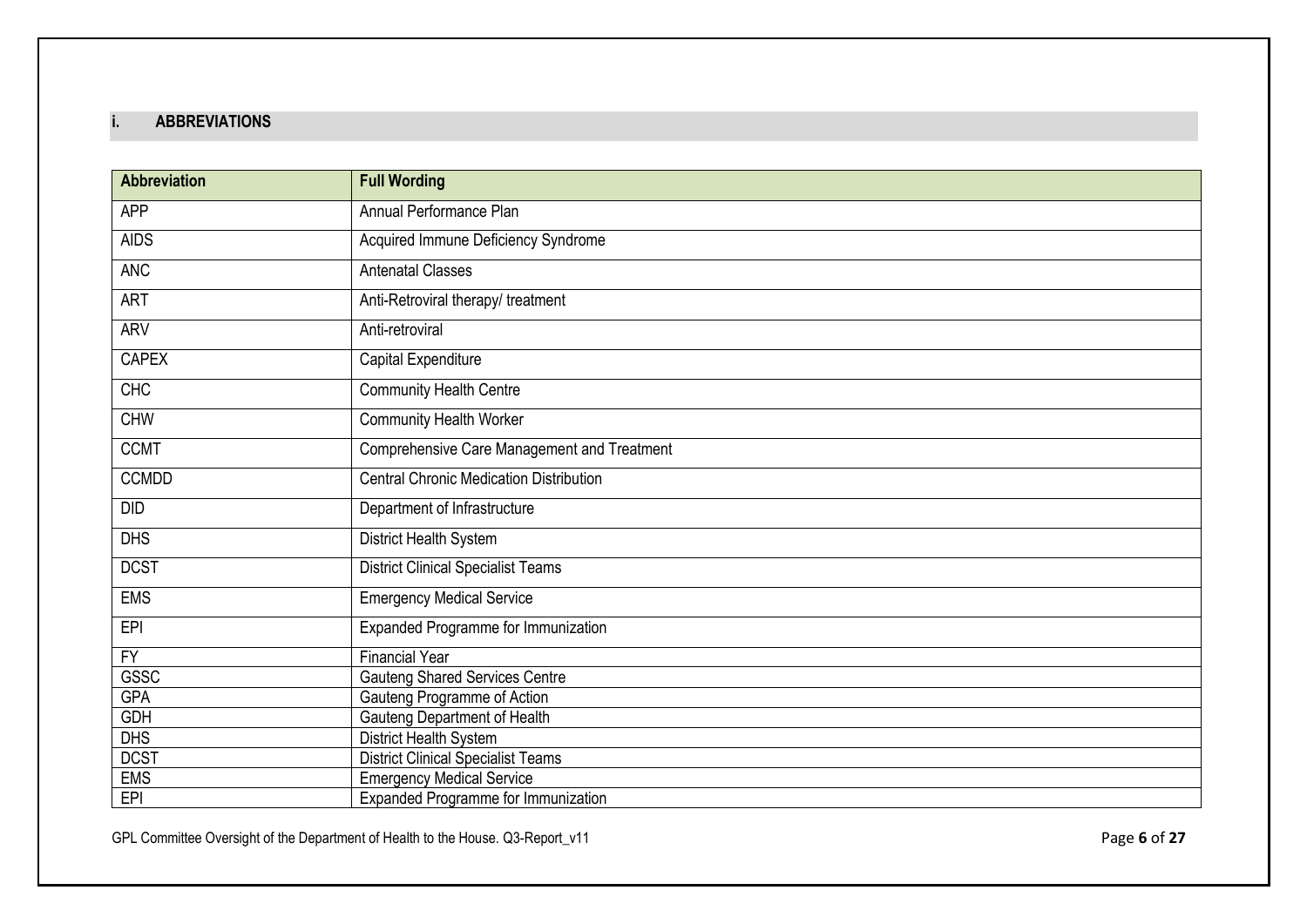## i. ABBREVIATIONS

| Abbreviation | Full Wording |
|---|---|
| APP | Annual Performance Plan |
| AIDS | Acquired Immune Deficiency Syndrome |
| ANC | Antenatal Classes |
| ART | Anti-Retroviral therapy/ treatment |
| ARV | Anti-retroviral |
| CAPEX | Capital Expenditure |
| CHC | Community Health Centre |
| CHW | Community Health Worker |
| CCMT | Comprehensive Care Management and Treatment |
| CCMDD | Central Chronic Medication Distribution |
| DID | Department of Infrastructure |
| DHS | District Health System |
| DCST | District Clinical Specialist Teams |
| EMS | Emergency Medical Service |
| EPI | Expanded Programme for Immunization |
| FY | Financial Year |
| GSSC | Gauteng Shared Services Centre |
| GPA | Gauteng Programme of Action |
| GDH | Gauteng Department of Health |
| DHS | District Health System |
| DCST | District Clinical Specialist Teams |
| EMS | Emergency Medical Service |
| EPI | Expanded Programme for Immunization |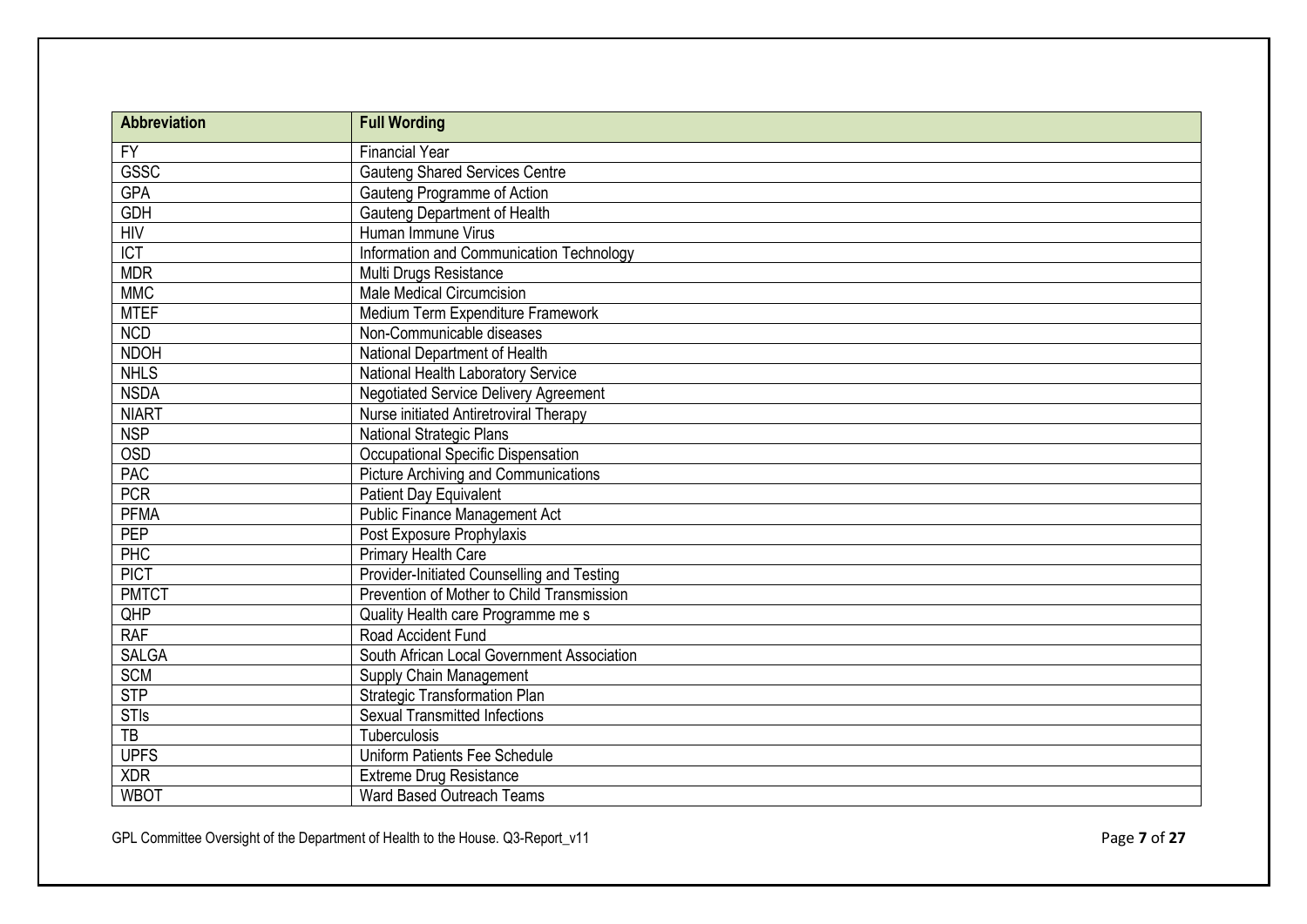| Abbreviation | Full Wording |
|---|---|
| FY | Financial Year |
| GSSC | Gauteng Shared Services Centre |
| GPA | Gauteng Programme of Action |
| GDH | Gauteng Department of Health |
| HIV | Human Immune Virus |
| ICT | Information and Communication Technology |
| MDR | Multi Drugs Resistance |
| MMC | Male Medical Circumcision |
| MTEF | Medium Term Expenditure Framework |
| NCD | Non-Communicable diseases |
| NDOH | National Department of Health |
| NHLS | National Health Laboratory Service |
| NSDA | Negotiated Service Delivery Agreement |
| NIART | Nurse initiated Antiretroviral Therapy |
| NSP | National Strategic Plans |
| OSD | Occupational Specific Dispensation |
| PAC | Picture Archiving and Communications |
| PCR | Patient Day Equivalent |
| PFMA | Public Finance Management Act |
| PEP | Post Exposure Prophylaxis |
| PHC | Primary Health Care |
| PICT | Provider-Initiated Counselling and Testing |
| PMTCT | Prevention of Mother to Child Transmission |
| QHP | Quality Health care Programme me s |
| RAF | Road Accident Fund |
| SALGA | South African Local Government Association |
| SCM | Supply Chain Management |
| STP | Strategic Transformation Plan |
| STIs | Sexual Transmitted Infections |
| TB | Tuberculosis |
| UPFS | Uniform Patients Fee Schedule |
| XDR | Extreme Drug Resistance |
| WBOT | Ward Based Outreach Teams |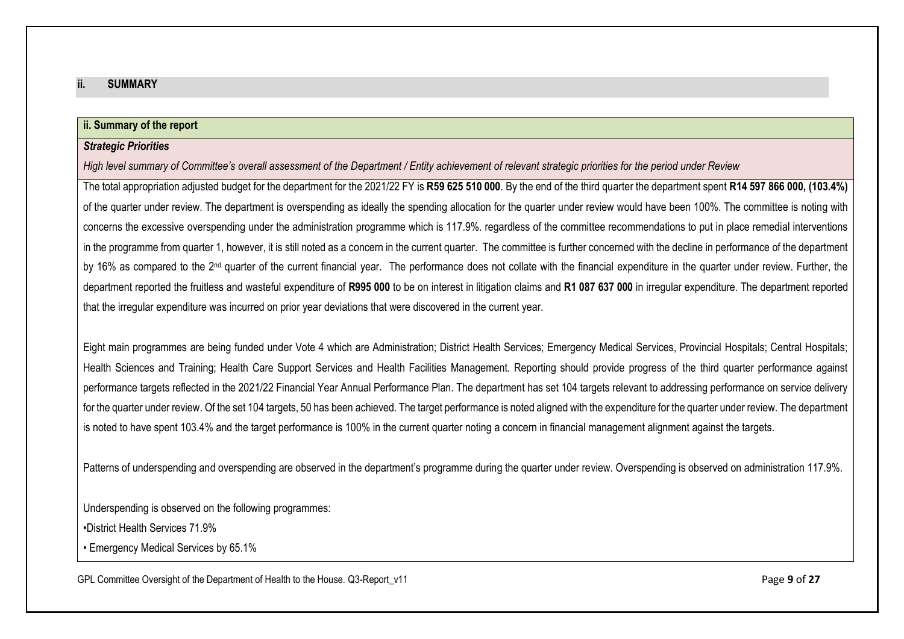## ii. SUMMARY

**ii. Summary of the report**

***Strategic Priorities***

*High level summary of Committee's overall assessment of the Department / Entity achievement of relevant strategic priorities for the period under Review*

The total appropriation adjusted budget for the department for the 2021/22 FY is **R59 625 510 000**. By the end of the third quarter the department spent **R14 597 866 000, (103.4%)** of the quarter under review. The department is overspending as ideally the spending allocation for the quarter under review would have been 100%. The committee is noting with concerns the excessive overspending under the administration programme which is 117.9%. regardless of the committee recommendations to put in place remedial interventions in the programme from quarter 1, however, it is still noted as a concern in the current quarter. The committee is further concerned with the decline in performance of the department by 16% as compared to the 2nd quarter of the current financial year. The performance does not collate with the financial expenditure in the quarter under review. Further, the department reported the fruitless and wasteful expenditure of **R995 000** to be on interest in litigation claims and **R1 087 637 000** in irregular expenditure. The department reported that the irregular expenditure was incurred on prior year deviations that were discovered in the current year.

Eight main programmes are being funded under Vote 4 which are Administration; District Health Services; Emergency Medical Services, Provincial Hospitals; Central Hospitals; Health Sciences and Training; Health Care Support Services and Health Facilities Management. Reporting should provide progress of the third quarter performance against performance targets reflected in the 2021/22 Financial Year Annual Performance Plan. The department has set 104 targets relevant to addressing performance on service delivery for the quarter under review. Of the set 104 targets, 50 has been achieved. The target performance is noted aligned with the expenditure for the quarter under review. The department is noted to have spent 103.4% and the target performance is 100% in the current quarter noting a concern in financial management alignment against the targets.

Patterns of underspending and overspending are observed in the department's programme during the quarter under review. Overspending is observed on administration 117.9%.

Underspending is observed on the following programmes:

- District Health Services 71.9%
- Emergency Medical Services by 65.1%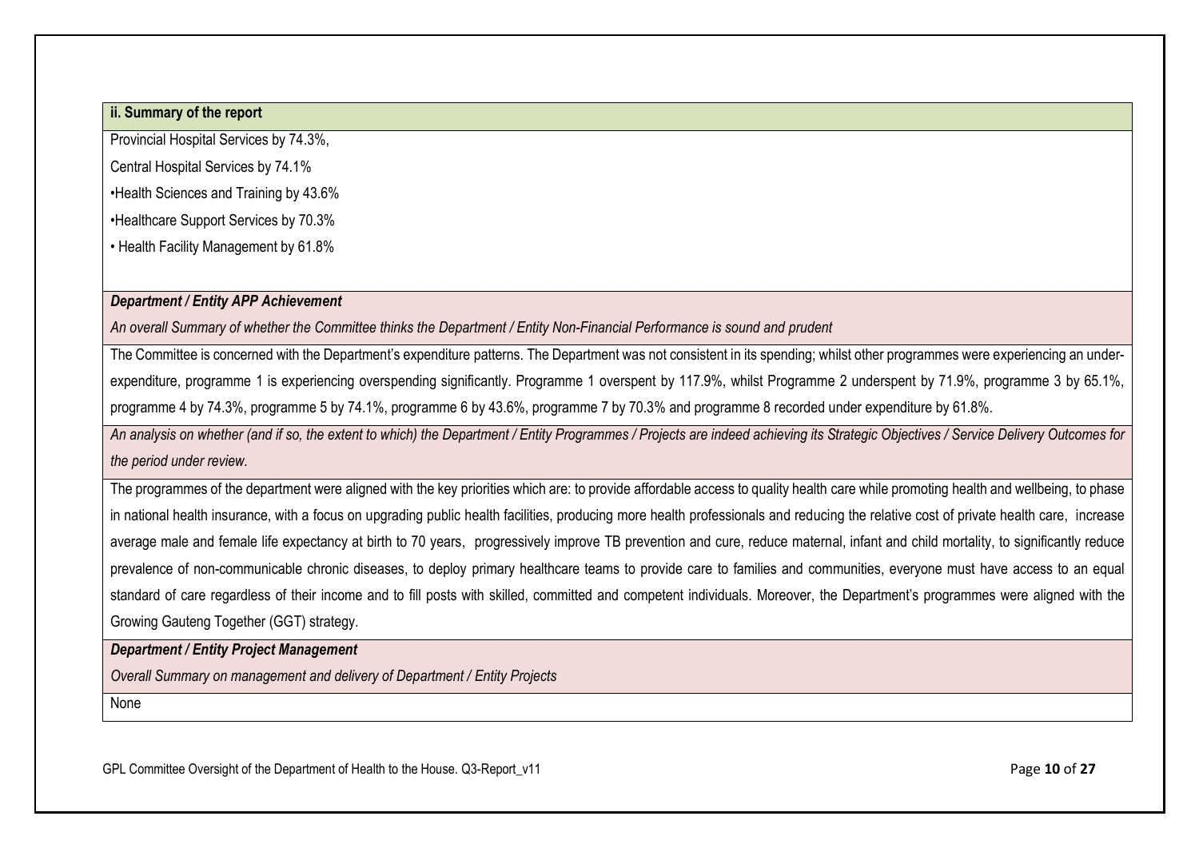**ii. Summary of the report**

Provincial Hospital Services by 74.3%,

Central Hospital Services by 74.1%

•Health Sciences and Training by 43.6%

•Healthcare Support Services by 70.3%

• Health Facility Management by 61.8%

***Department / Entity APP Achievement***

*An overall Summary of whether the Committee thinks the Department / Entity Non-Financial Performance is sound and prudent*

The Committee is concerned with the Department's expenditure patterns. The Department was not consistent in its spending; whilst other programmes were experiencing an under-expenditure, programme 1 is experiencing overspending significantly. Programme 1 overspent by 117.9%, whilst Programme 2 underspent by 71.9%, programme 3 by 65.1%, programme 4 by 74.3%, programme 5 by 74.1%, programme 6 by 43.6%, programme 7 by 70.3% and programme 8 recorded under expenditure by 61.8%.

*An analysis on whether (and if so, the extent to which) the Department / Entity Programmes / Projects are indeed achieving its Strategic Objectives / Service Delivery Outcomes for the period under review.*

The programmes of the department were aligned with the key priorities which are: to provide affordable access to quality health care while promoting health and wellbeing, to phase in national health insurance, with a focus on upgrading public health facilities, producing more health professionals and reducing the relative cost of private health care, increase average male and female life expectancy at birth to 70 years, progressively improve TB prevention and cure, reduce maternal, infant and child mortality, to significantly reduce prevalence of non-communicable chronic diseases, to deploy primary healthcare teams to provide care to families and communities, everyone must have access to an equal standard of care regardless of their income and to fill posts with skilled, committed and competent individuals. Moreover, the Department's programmes were aligned with the Growing Gauteng Together (GGT) strategy.

***Department / Entity Project Management***

*Overall Summary on management and delivery of Department / Entity Projects*

None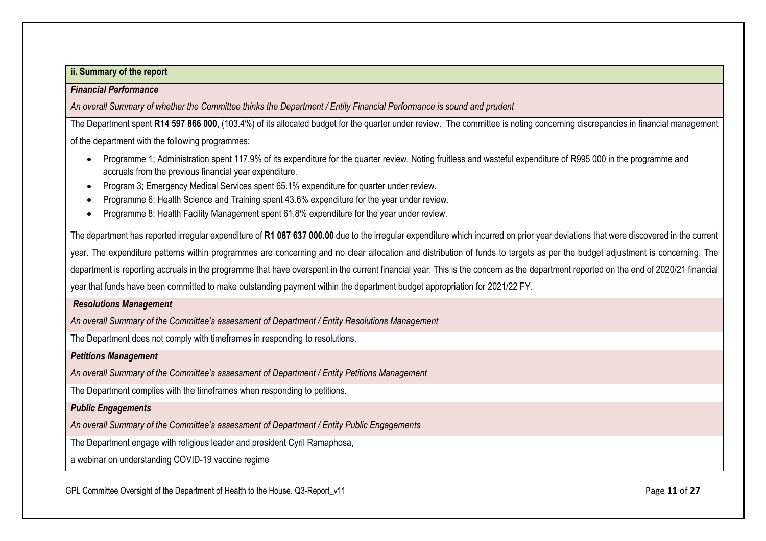**ii. Summary of the report**

***Financial Performance***

*An overall Summary of whether the Committee thinks the Department / Entity Financial Performance is sound and prudent*

The Department spent **R14 597 866 000**, (103.4%) of its allocated budget for the quarter under review. The committee is noting concerning discrepancies in financial management of the department with the following programmes:

- Programme 1; Administration spent 117.9% of its expenditure for the quarter review. Noting fruitless and wasteful expenditure of R995 000 in the programme and accruals from the previous financial year expenditure.
- Program 3; Emergency Medical Services spent 65.1% expenditure for quarter under review.
- Programme 6; Health Science and Training spent 43.6% expenditure for the year under review.
- Programme 8; Health Facility Management spent 61.8% expenditure for the year under review.

The department has reported irregular expenditure of **R1 087 637 000.00** due to the irregular expenditure which incurred on prior year deviations that were discovered in the current year. The expenditure patterns within programmes are concerning and no clear allocation and distribution of funds to targets as per the budget adjustment is concerning. The department is reporting accruals in the programme that have overspent in the current financial year. This is the concern as the department reported on the end of 2020/21 financial year that funds have been committed to make outstanding payment within the department budget appropriation for 2021/22 FY.

***Resolutions Management***

*An overall Summary of the Committee's assessment of Department / Entity Resolutions Management*

The Department does not comply with timeframes in responding to resolutions.

***Petitions Management***

*An overall Summary of the Committee's assessment of Department / Entity Petitions Management*

The Department complies with the timeframes when responding to petitions.

***Public Engagements***

*An overall Summary of the Committee's assessment of Department / Entity Public Engagements*

The Department engage with religious leader and president Cyril Ramaphosa,

a webinar on understanding COVID-19 vaccine regime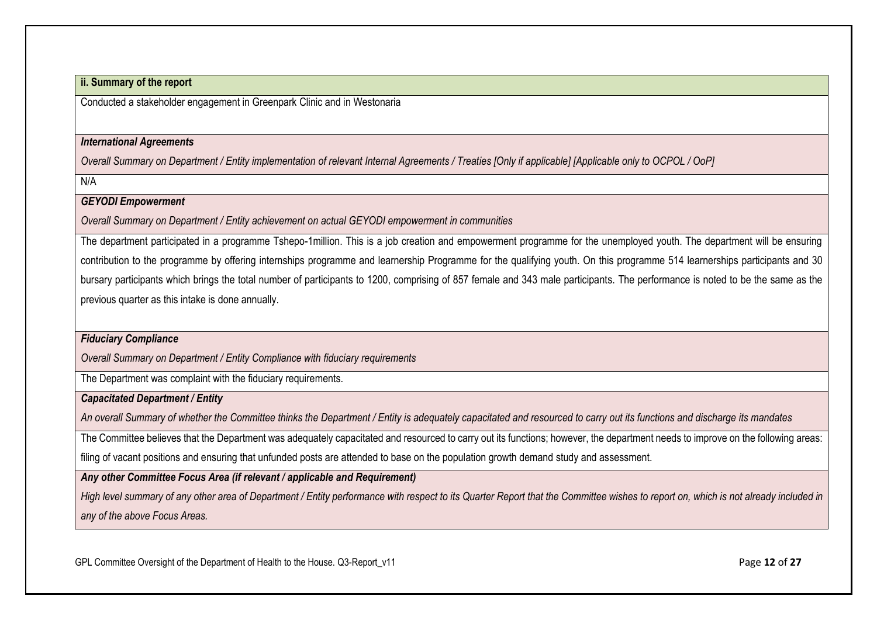**ii. Summary of the report**

Conducted a stakeholder engagement in Greenpark Clinic and in Westonaria

***International Agreements***

*Overall Summary on Department / Entity implementation of relevant Internal Agreements / Treaties [Only if applicable] [Applicable only to OCPOL / OoP]*

N/A

***GEYODI Empowerment***

*Overall Summary on Department / Entity achievement on actual GEYODI empowerment in communities*

The department participated in a programme Tshepo-1million. This is a job creation and empowerment programme for the unemployed youth. The department will be ensuring contribution to the programme by offering internships programme and learnership Programme for the qualifying youth. On this programme 514 learnerships participants and 30 bursary participants which brings the total number of participants to 1200, comprising of 857 female and 343 male participants. The performance is noted to be the same as the previous quarter as this intake is done annually.

***Fiduciary Compliance***

*Overall Summary on Department / Entity Compliance with fiduciary requirements*

The Department was complaint with the fiduciary requirements.

***Capacitated Department / Entity***

*An overall Summary of whether the Committee thinks the Department / Entity is adequately capacitated and resourced to carry out its functions and discharge its mandates*

The Committee believes that the Department was adequately capacitated and resourced to carry out its functions; however, the department needs to improve on the following areas: filing of vacant positions and ensuring that unfunded posts are attended to base on the population growth demand study and assessment.

***Any other Committee Focus Area (if relevant / applicable and Requirement)***

*High level summary of any other area of Department / Entity performance with respect to its Quarter Report that the Committee wishes to report on, which is not already included in any of the above Focus Areas.*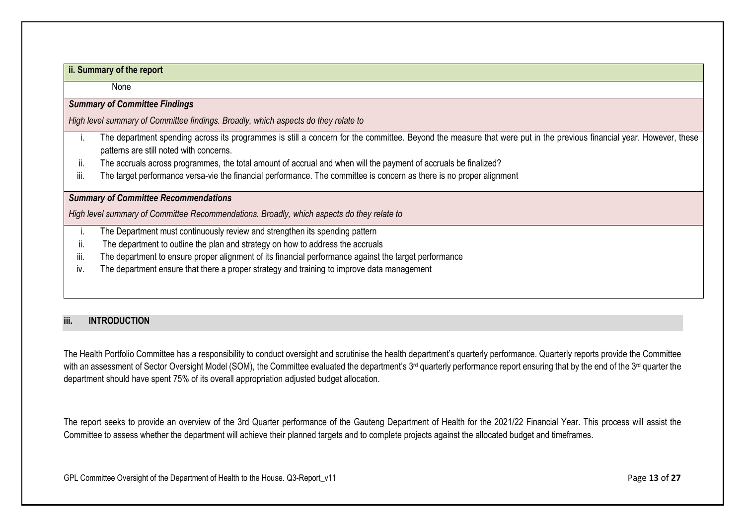### ii. Summary of the report

None

***Summary of Committee Findings***

*High level summary of Committee findings. Broadly, which aspects do they relate to*

i. The department spending across its programmes is still a concern for the committee. Beyond the measure that were put in the previous financial year. However, these patterns are still noted with concerns.

ii. The accruals across programmes, the total amount of accrual and when will the payment of accruals be finalized?

iii. The target performance versa-vie the financial performance. The committee is concern as there is no proper alignment

***Summary of Committee Recommendations***

*High level summary of Committee Recommendations. Broadly, which aspects do they relate to*

i. The Department must continuously review and strengthen its spending pattern

ii. The department to outline the plan and strategy on how to address the accruals

iii. The department to ensure proper alignment of its financial performance against the target performance

iv. The department ensure that there a proper strategy and training to improve data management

### iii. INTRODUCTION

The Health Portfolio Committee has a responsibility to conduct oversight and scrutinise the health department's quarterly performance. Quarterly reports provide the Committee with an assessment of Sector Oversight Model (SOM), the Committee evaluated the department's 3rd quarterly performance report ensuring that by the end of the 3rd quarter the department should have spent 75% of its overall appropriation adjusted budget allocation.

The report seeks to provide an overview of the 3rd Quarter performance of the Gauteng Department of Health for the 2021/22 Financial Year. This process will assist the Committee to assess whether the department will achieve their planned targets and to complete projects against the allocated budget and timeframes.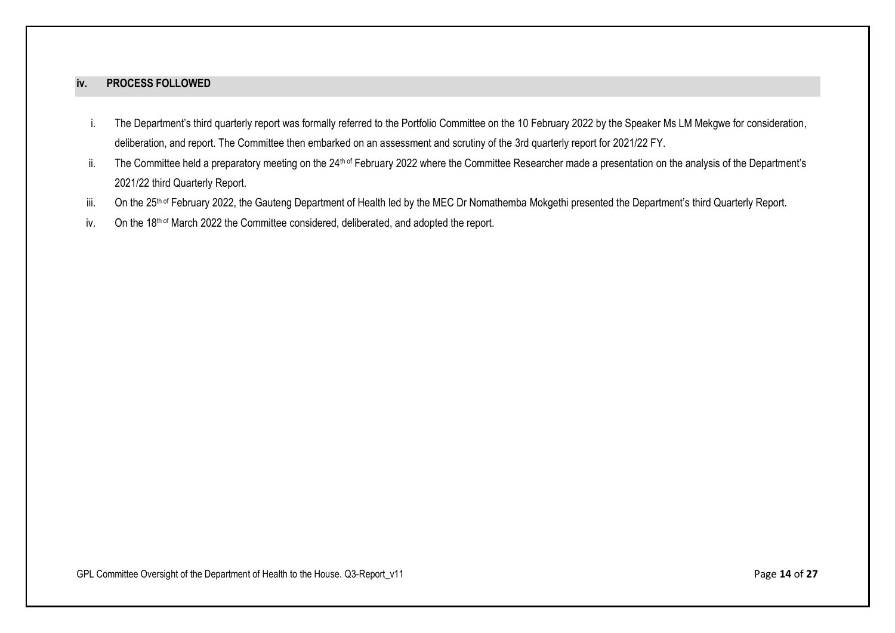## iv. PROCESS FOLLOWED

i. The Department's third quarterly report was formally referred to the Portfolio Committee on the 10 February 2022 by the Speaker Ms LM Mekgwe for consideration, deliberation, and report. The Committee then embarked on an assessment and scrutiny of the 3rd quarterly report for 2021/22 FY.

ii. The Committee held a preparatory meeting on the 24th of February 2022 where the Committee Researcher made a presentation on the analysis of the Department's 2021/22 third Quarterly Report.

iii. On the 25th of February 2022, the Gauteng Department of Health led by the MEC Dr Nomathemba Mokgethi presented the Department's third Quarterly Report.

iv. On the 18th of March 2022 the Committee considered, deliberated, and adopted the report.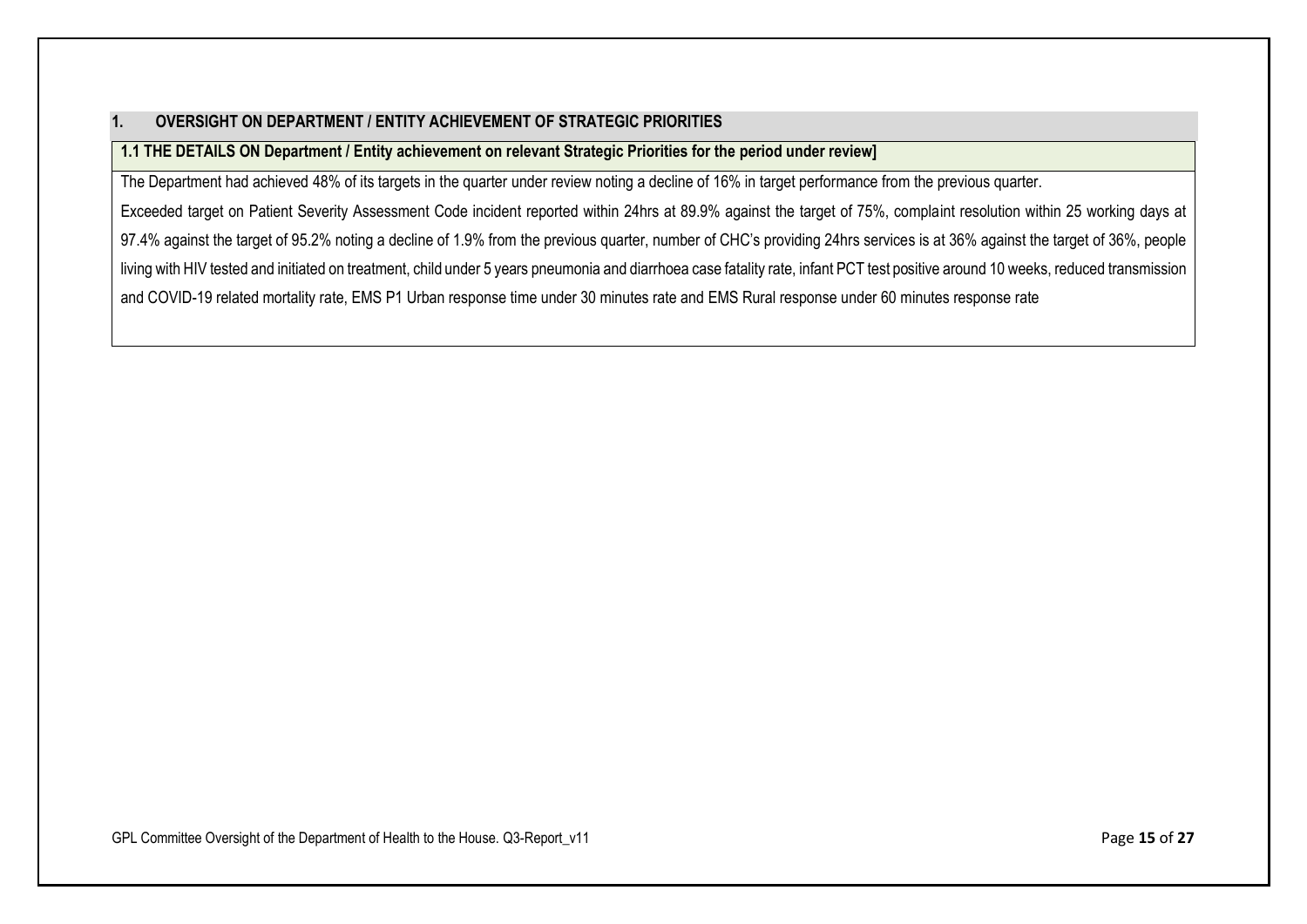## 1. OVERSIGHT ON DEPARTMENT / ENTITY ACHIEVEMENT OF STRATEGIC PRIORITIES

### 1.1 THE DETAILS ON Department / Entity achievement on relevant Strategic Priorities for the period under review]

The Department had achieved 48% of its targets in the quarter under review noting a decline of 16% in target performance from the previous quarter.

Exceeded target on Patient Severity Assessment Code incident reported within 24hrs at 89.9% against the target of 75%, complaint resolution within 25 working days at 97.4% against the target of 95.2% noting a decline of 1.9% from the previous quarter, number of CHC's providing 24hrs services is at 36% against the target of 36%, people living with HIV tested and initiated on treatment, child under 5 years pneumonia and diarrhoea case fatality rate, infant PCT test positive around 10 weeks, reduced transmission and COVID-19 related mortality rate, EMS P1 Urban response time under 30 minutes rate and EMS Rural response under 60 minutes response rate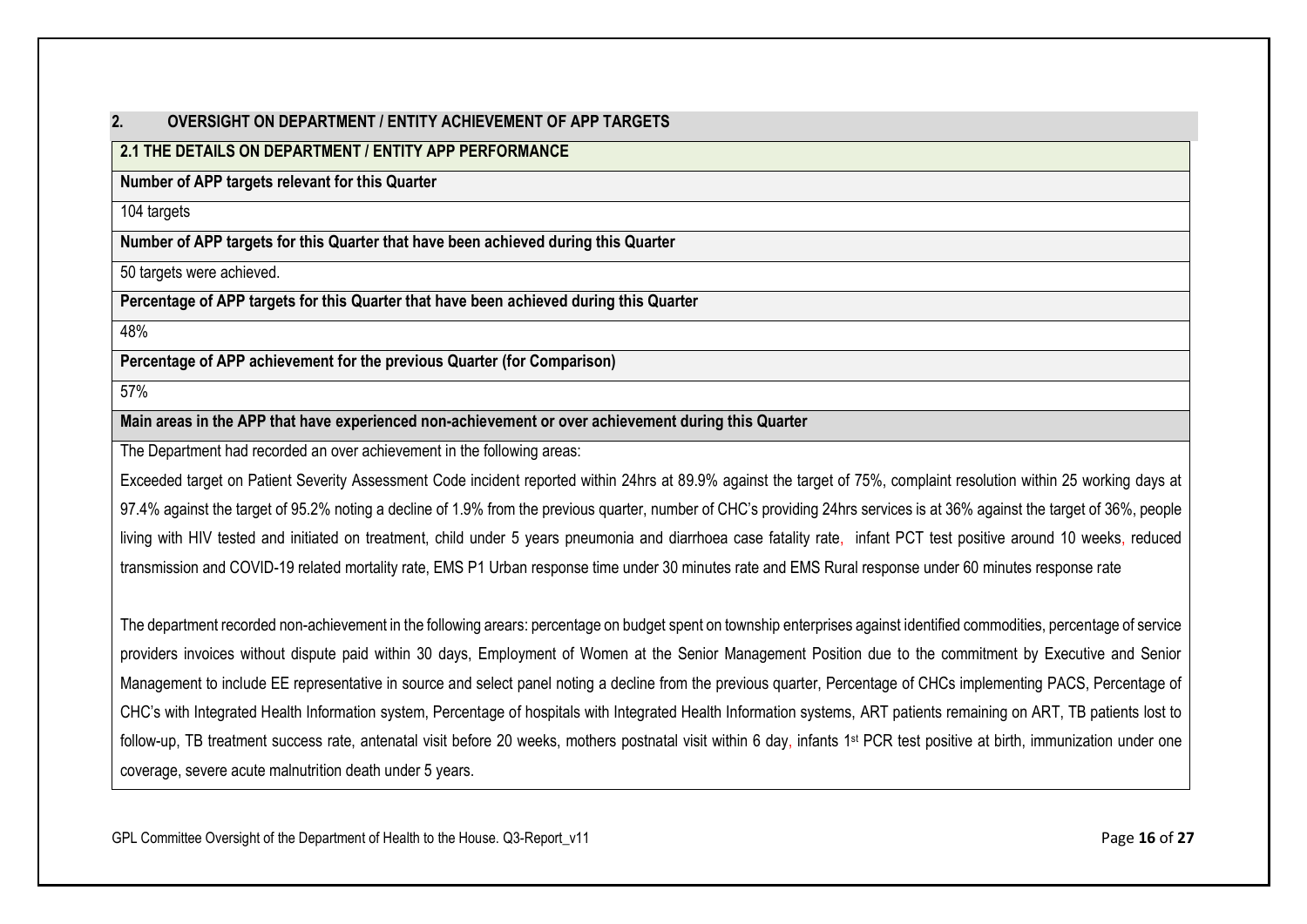## 2. OVERSIGHT ON DEPARTMENT / ENTITY ACHIEVEMENT OF APP TARGETS

### 2.1 THE DETAILS ON DEPARTMENT / ENTITY APP PERFORMANCE

**Number of APP targets relevant for this Quarter**

104 targets

**Number of APP targets for this Quarter that have been achieved during this Quarter**

50 targets were achieved.

**Percentage of APP targets for this Quarter that have been achieved during this Quarter**

48%

**Percentage of APP achievement for the previous Quarter (for Comparison)**

57%

**Main areas in the APP that have experienced non-achievement or over achievement during this Quarter**

The Department had recorded an over achievement in the following areas:

Exceeded target on Patient Severity Assessment Code incident reported within 24hrs at 89.9% against the target of 75%, complaint resolution within 25 working days at 97.4% against the target of 95.2% noting a decline of 1.9% from the previous quarter, number of CHC's providing 24hrs services is at 36% against the target of 36%, people living with HIV tested and initiated on treatment, child under 5 years pneumonia and diarrhoea case fatality rate, infant PCT test positive around 10 weeks, reduced transmission and COVID-19 related mortality rate, EMS P1 Urban response time under 30 minutes rate and EMS Rural response under 60 minutes response rate

The department recorded non-achievement in the following arears: percentage on budget spent on township enterprises against identified commodities, percentage of service providers invoices without dispute paid within 30 days, Employment of Women at the Senior Management Position due to the commitment by Executive and Senior Management to include EE representative in source and select panel noting a decline from the previous quarter, Percentage of CHCs implementing PACS, Percentage of CHC's with Integrated Health Information system, Percentage of hospitals with Integrated Health Information systems, ART patients remaining on ART, TB patients lost to follow-up, TB treatment success rate, antenatal visit before 20 weeks, mothers postnatal visit within 6 day, infants 1st PCR test positive at birth, immunization under one coverage, severe acute malnutrition death under 5 years.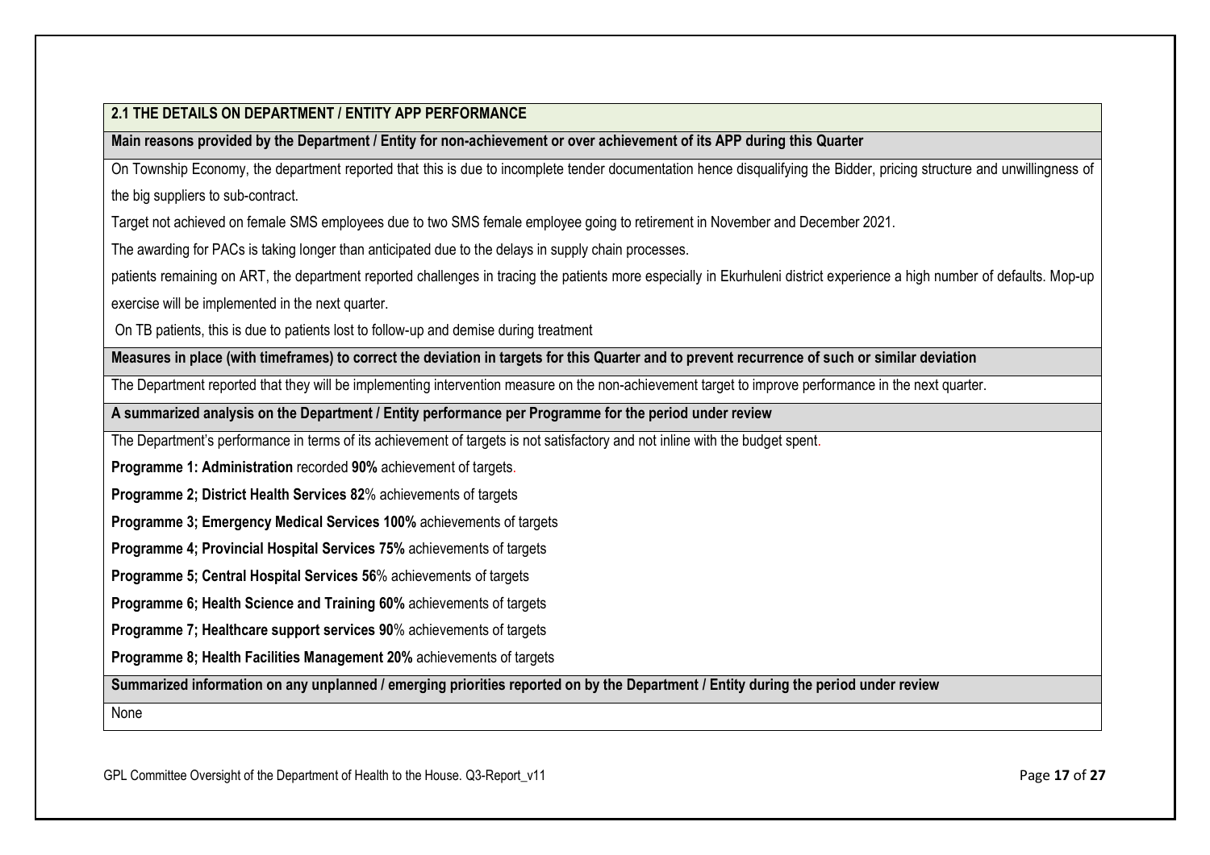## 2.1 THE DETAILS ON DEPARTMENT / ENTITY APP PERFORMANCE

**Main reasons provided by the Department / Entity for non-achievement or over achievement of its APP during this Quarter**

On Township Economy, the department reported that this is due to incomplete tender documentation hence disqualifying the Bidder, pricing structure and unwillingness of the big suppliers to sub-contract.

Target not achieved on female SMS employees due to two SMS female employee going to retirement in November and December 2021.

The awarding for PACs is taking longer than anticipated due to the delays in supply chain processes.

patients remaining on ART, the department reported challenges in tracing the patients more especially in Ekurhuleni district experience a high number of defaults. Mop-up exercise will be implemented in the next quarter.

On TB patients, this is due to patients lost to follow-up and demise during treatment

**Measures in place (with timeframes) to correct the deviation in targets for this Quarter and to prevent recurrence of such or similar deviation**

The Department reported that they will be implementing intervention measure on the non-achievement target to improve performance in the next quarter.

**A summarized analysis on the Department / Entity performance per Programme for the period under review**

The Department's performance in terms of its achievement of targets is not satisfactory and not inline with the budget spent.

**Programme 1: Administration** recorded **90%** achievement of targets.

**Programme 2; District Health Services 82**% achievements of targets

**Programme 3; Emergency Medical Services 100%** achievements of targets

**Programme 4; Provincial Hospital Services 75%** achievements of targets

**Programme 5; Central Hospital Services 56**% achievements of targets

**Programme 6; Health Science and Training 60%** achievements of targets

**Programme 7; Healthcare support services 90**% achievements of targets

**Programme 8; Health Facilities Management 20%** achievements of targets

**Summarized information on any unplanned / emerging priorities reported on by the Department / Entity during the period under review**

None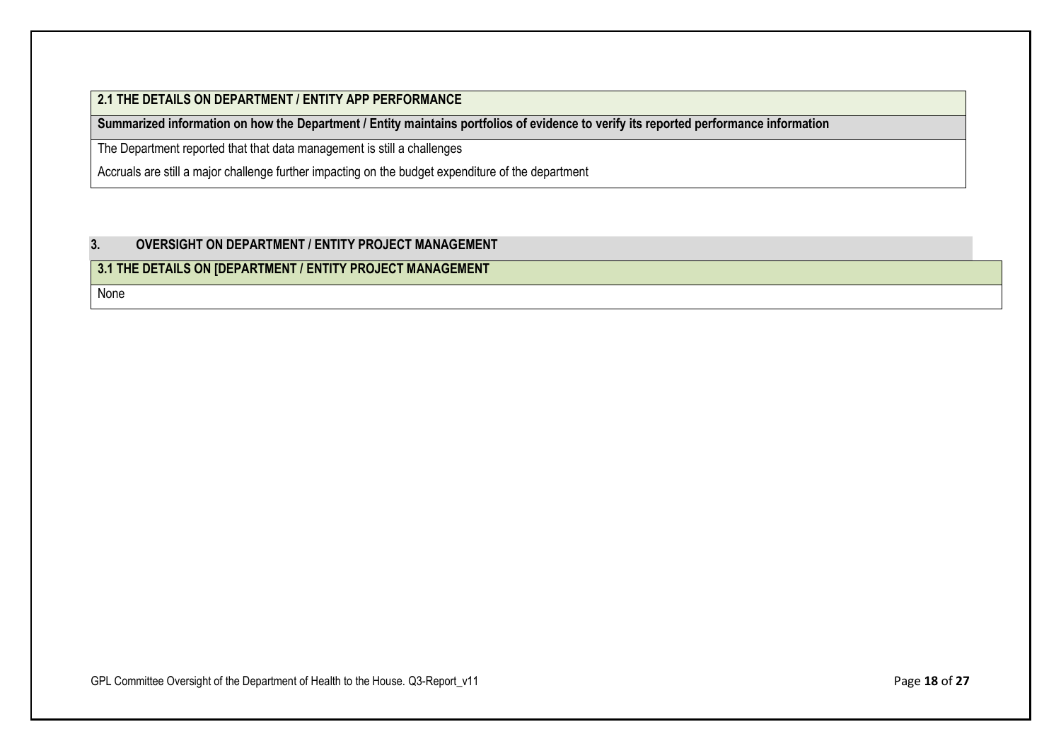| **2.1 THE DETAILS ON DEPARTMENT / ENTITY APP PERFORMANCE** |
|---|
| **Summarized information on how the Department / Entity maintains portfolios of evidence to verify its reported performance information** |
| The Department reported that that data management is still a challenges<br><br>Accruals are still a major challenge further impacting on the budget expenditure of the department |

## 3. OVERSIGHT ON DEPARTMENT / ENTITY PROJECT MANAGEMENT

| **3.1 THE DETAILS ON [DEPARTMENT / ENTITY PROJECT MANAGEMENT** |
|---|
| None |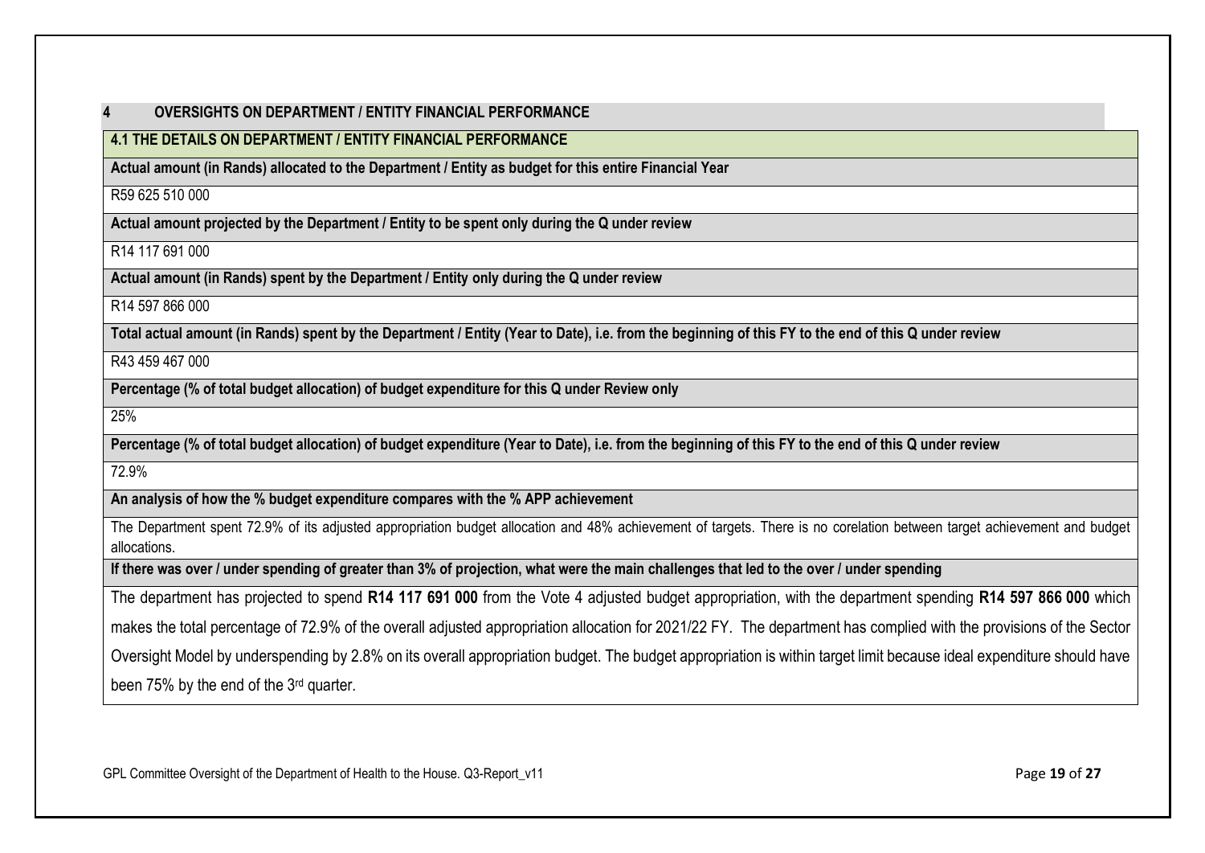## 4 OVERSIGHTS ON DEPARTMENT / ENTITY FINANCIAL PERFORMANCE

### 4.1 THE DETAILS ON DEPARTMENT / ENTITY FINANCIAL PERFORMANCE

**Actual amount (in Rands) allocated to the Department / Entity as budget for this entire Financial Year**

R59 625 510 000

**Actual amount projected by the Department / Entity to be spent only during the Q under review**

R14 117 691 000

**Actual amount (in Rands) spent by the Department / Entity only during the Q under review**

R14 597 866 000

**Total actual amount (in Rands) spent by the Department / Entity (Year to Date), i.e. from the beginning of this FY to the end of this Q under review**

R43 459 467 000

**Percentage (% of total budget allocation) of budget expenditure for this Q under Review only**

25%

**Percentage (% of total budget allocation) of budget expenditure (Year to Date), i.e. from the beginning of this FY to the end of this Q under review**

72.9%

**An analysis of how the % budget expenditure compares with the % APP achievement**

The Department spent 72.9% of its adjusted appropriation budget allocation and 48% achievement of targets. There is no corelation between target achievement and budget allocations.

**If there was over / under spending of greater than 3% of projection, what were the main challenges that led to the over / under spending**

The department has projected to spend **R14 117 691 000** from the Vote 4 adjusted budget appropriation, with the department spending **R14 597 866 000** which makes the total percentage of 72.9% of the overall adjusted appropriation allocation for 2021/22 FY. The department has complied with the provisions of the Sector Oversight Model by underspending by 2.8% on its overall appropriation budget. The budget appropriation is within target limit because ideal expenditure should have been 75% by the end of the 3rd quarter.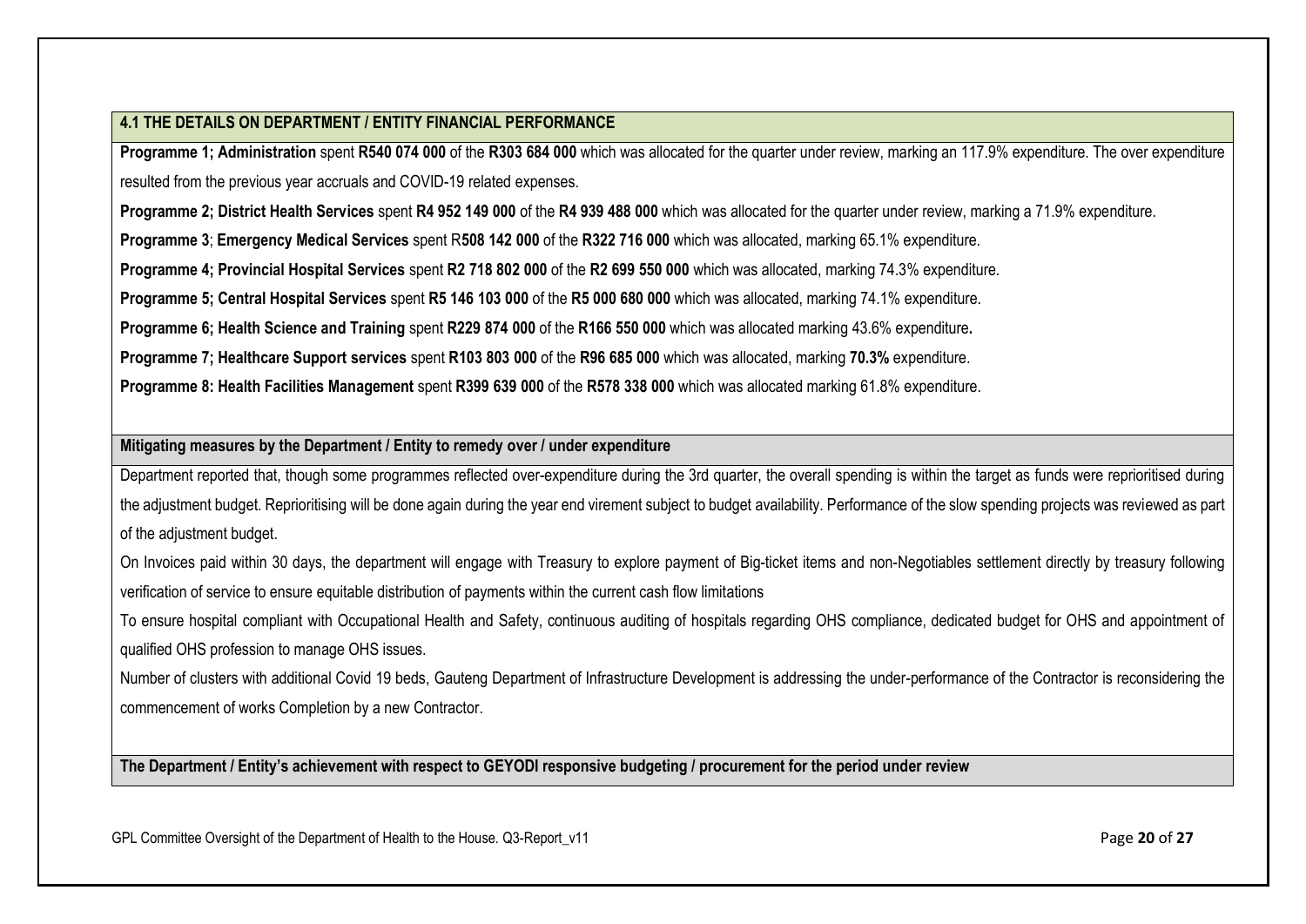## 4.1 THE DETAILS ON DEPARTMENT / ENTITY FINANCIAL PERFORMANCE

**Programme 1; Administration** spent **R540 074 000** of the **R303 684 000** which was allocated for the quarter under review, marking an 117.9% expenditure. The over expenditure resulted from the previous year accruals and COVID-19 related expenses.

**Programme 2; District Health Services** spent **R4 952 149 000** of the **R4 939 488 000** which was allocated for the quarter under review, marking a 71.9% expenditure.

**Programme 3**; **Emergency Medical Services** spent R**508 142 000** of the **R322 716 000** which was allocated, marking 65.1% expenditure.

**Programme 4; Provincial Hospital Services** spent **R2 718 802 000** of the **R2 699 550 000** which was allocated, marking 74.3% expenditure.

**Programme 5; Central Hospital Services** spent **R5 146 103 000** of the **R5 000 680 000** which was allocated, marking 74.1% expenditure.

**Programme 6; Health Science and Training** spent **R229 874 000** of the **R166 550 000** which was allocated marking 43.6% expenditure**.**

**Programme 7; Healthcare Support services** spent **R103 803 000** of the **R96 685 000** which was allocated, marking **70.3%** expenditure.

**Programme 8: Health Facilities Management** spent **R399 639 000** of the **R578 338 000** which was allocated marking 61.8% expenditure.

**Mitigating measures by the Department / Entity to remedy over / under expenditure**

Department reported that, though some programmes reflected over-expenditure during the 3rd quarter, the overall spending is within the target as funds were reprioritised during the adjustment budget. Reprioritising will be done again during the year end virement subject to budget availability. Performance of the slow spending projects was reviewed as part of the adjustment budget.

On Invoices paid within 30 days, the department will engage with Treasury to explore payment of Big-ticket items and non-Negotiables settlement directly by treasury following verification of service to ensure equitable distribution of payments within the current cash flow limitations

To ensure hospital compliant with Occupational Health and Safety, continuous auditing of hospitals regarding OHS compliance, dedicated budget for OHS and appointment of qualified OHS profession to manage OHS issues.

Number of clusters with additional Covid 19 beds, Gauteng Department of Infrastructure Development is addressing the under-performance of the Contractor is reconsidering the commencement of works Completion by a new Contractor.

**The Department / Entity's achievement with respect to GEYODI responsive budgeting / procurement for the period under review**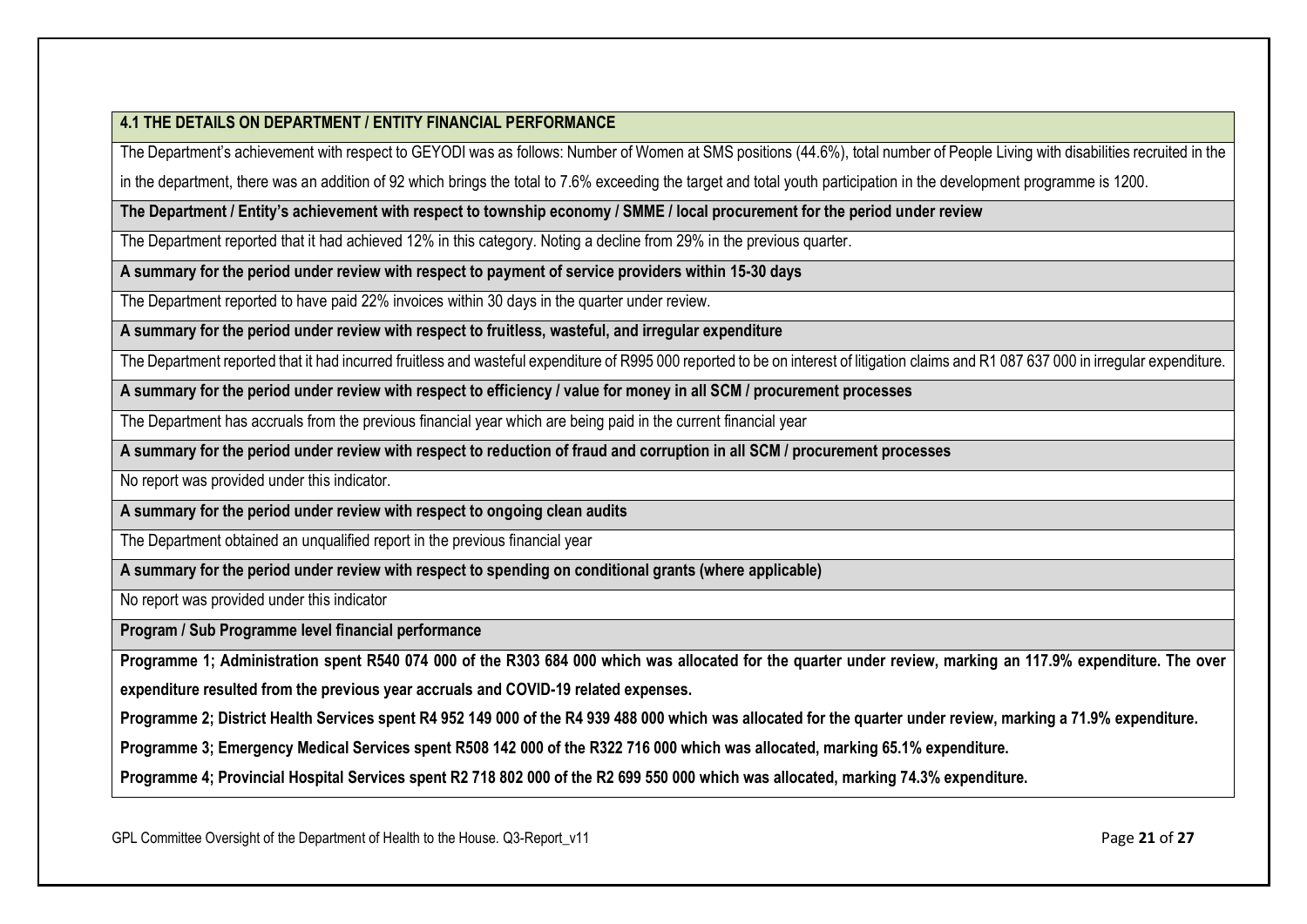**4.1 THE DETAILS ON DEPARTMENT / ENTITY FINANCIAL PERFORMANCE**

The Department's achievement with respect to GEYODI was as follows: Number of Women at SMS positions (44.6%), total number of People Living with disabilities recruited in the in the department, there was an addition of 92 which brings the total to 7.6% exceeding the target and total youth participation in the development programme is 1200.

**The Department / Entity's achievement with respect to township economy / SMME / local procurement for the period under review**

The Department reported that it had achieved 12% in this category. Noting a decline from 29% in the previous quarter.

**A summary for the period under review with respect to payment of service providers within 15-30 days**

The Department reported to have paid 22% invoices within 30 days in the quarter under review.

**A summary for the period under review with respect to fruitless, wasteful, and irregular expenditure**

The Department reported that it had incurred fruitless and wasteful expenditure of R995 000 reported to be on interest of litigation claims and R1 087 637 000 in irregular expenditure.

**A summary for the period under review with respect to efficiency / value for money in all SCM / procurement processes**

The Department has accruals from the previous financial year which are being paid in the current financial year

**A summary for the period under review with respect to reduction of fraud and corruption in all SCM / procurement processes**

No report was provided under this indicator.

**A summary for the period under review with respect to ongoing clean audits**

The Department obtained an unqualified report in the previous financial year

**A summary for the period under review with respect to spending on conditional grants (where applicable)**

No report was provided under this indicator

**Program / Sub Programme level financial performance**

**Programme 1; Administration spent R540 074 000 of the R303 684 000 which was allocated for the quarter under review, marking an 117.9% expenditure. The over expenditure resulted from the previous year accruals and COVID-19 related expenses.**

**Programme 2; District Health Services spent R4 952 149 000 of the R4 939 488 000 which was allocated for the quarter under review, marking a 71.9% expenditure.**

**Programme 3; Emergency Medical Services spent R508 142 000 of the R322 716 000 which was allocated, marking 65.1% expenditure.**

**Programme 4; Provincial Hospital Services spent R2 718 802 000 of the R2 699 550 000 which was allocated, marking 74.3% expenditure.**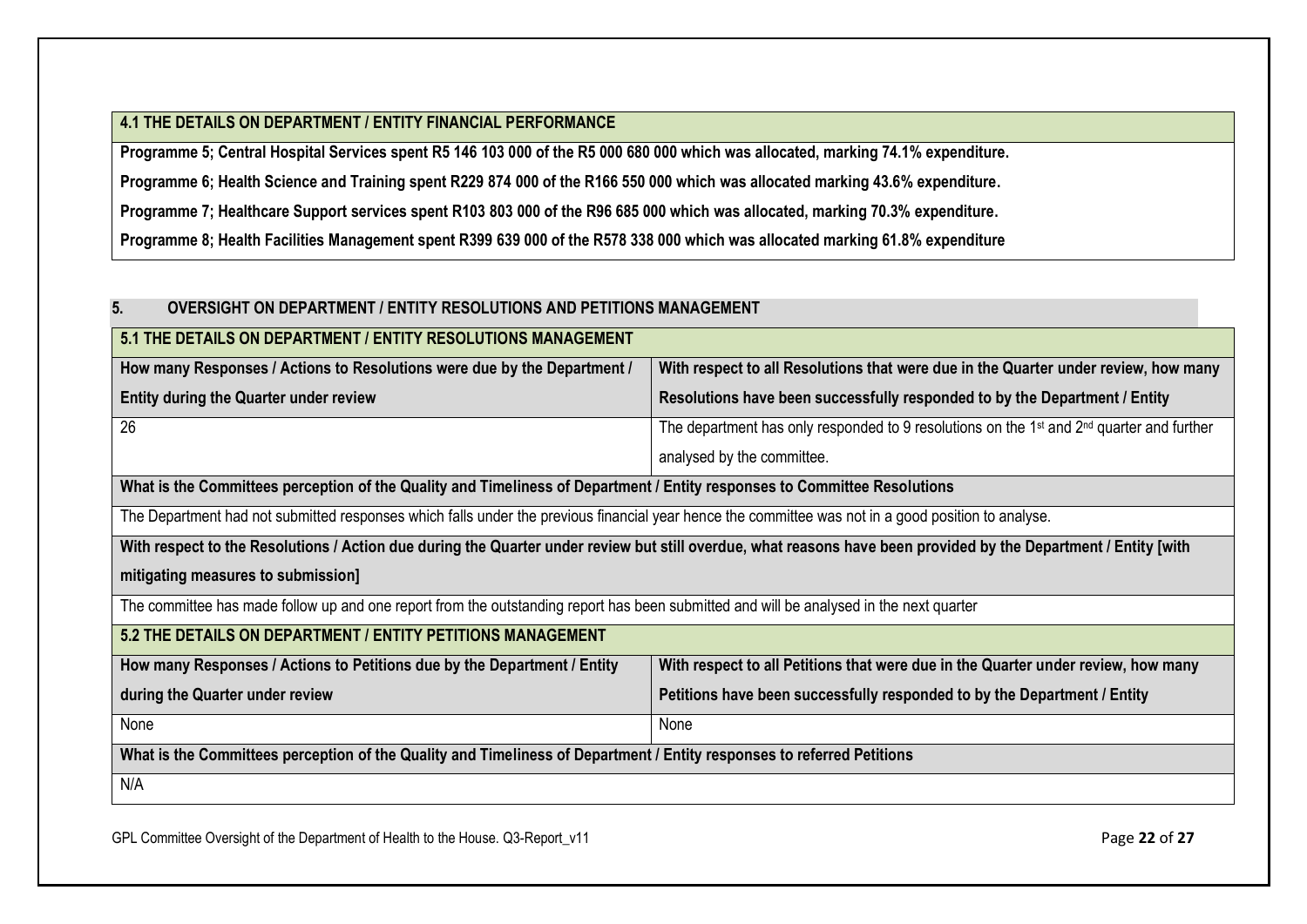| **4.1 THE DETAILS ON DEPARTMENT / ENTITY FINANCIAL PERFORMANCE** |
|---|
| **Programme 5; Central Hospital Services spent R5 146 103 000 of the R5 000 680 000 which was allocated, marking 74.1% expenditure.**<br>**Programme 6; Health Science and Training spent R229 874 000 of the R166 550 000 which was allocated marking 43.6% expenditure.**<br>**Programme 7; Healthcare Support services spent R103 803 000 of the R96 685 000 which was allocated, marking 70.3% expenditure.**<br>**Programme 8; Health Facilities Management spent R399 639 000 of the R578 338 000 which was allocated marking 61.8% expenditure** |

## 5. OVERSIGHT ON DEPARTMENT / ENTITY RESOLUTIONS AND PETITIONS MANAGEMENT

| **5.1 THE DETAILS ON DEPARTMENT / ENTITY RESOLUTIONS MANAGEMENT** | |
|---|---|
| **How many Responses / Actions to Resolutions were due by the Department / Entity during the Quarter under review** | **With respect to all Resolutions that were due in the Quarter under review, how many Resolutions have been successfully responded to by the Department / Entity** |
| 26 | The department has only responded to 9 resolutions on the 1st and 2nd quarter and further analysed by the committee. |
| **What is the Committees perception of the Quality and Timeliness of Department / Entity responses to Committee Resolutions** | |
| The Department had not submitted responses which falls under the previous financial year hence the committee was not in a good position to analyse. | |
| **With respect to the Resolutions / Action due during the Quarter under review but still overdue, what reasons have been provided by the Department / Entity [with mitigating measures to submission]** | |
| The committee has made follow up and one report from the outstanding report has been submitted and will be analysed in the next quarter | |

| **5.2 THE DETAILS ON DEPARTMENT / ENTITY PETITIONS MANAGEMENT** | |
|---|---|
| **How many Responses / Actions to Petitions due by the Department / Entity during the Quarter under review** | **With respect to all Petitions that were due in the Quarter under review, how many Petitions have been successfully responded to by the Department / Entity** |
| None | None |
| **What is the Committees perception of the Quality and Timeliness of Department / Entity responses to referred Petitions** | |
| N/A | |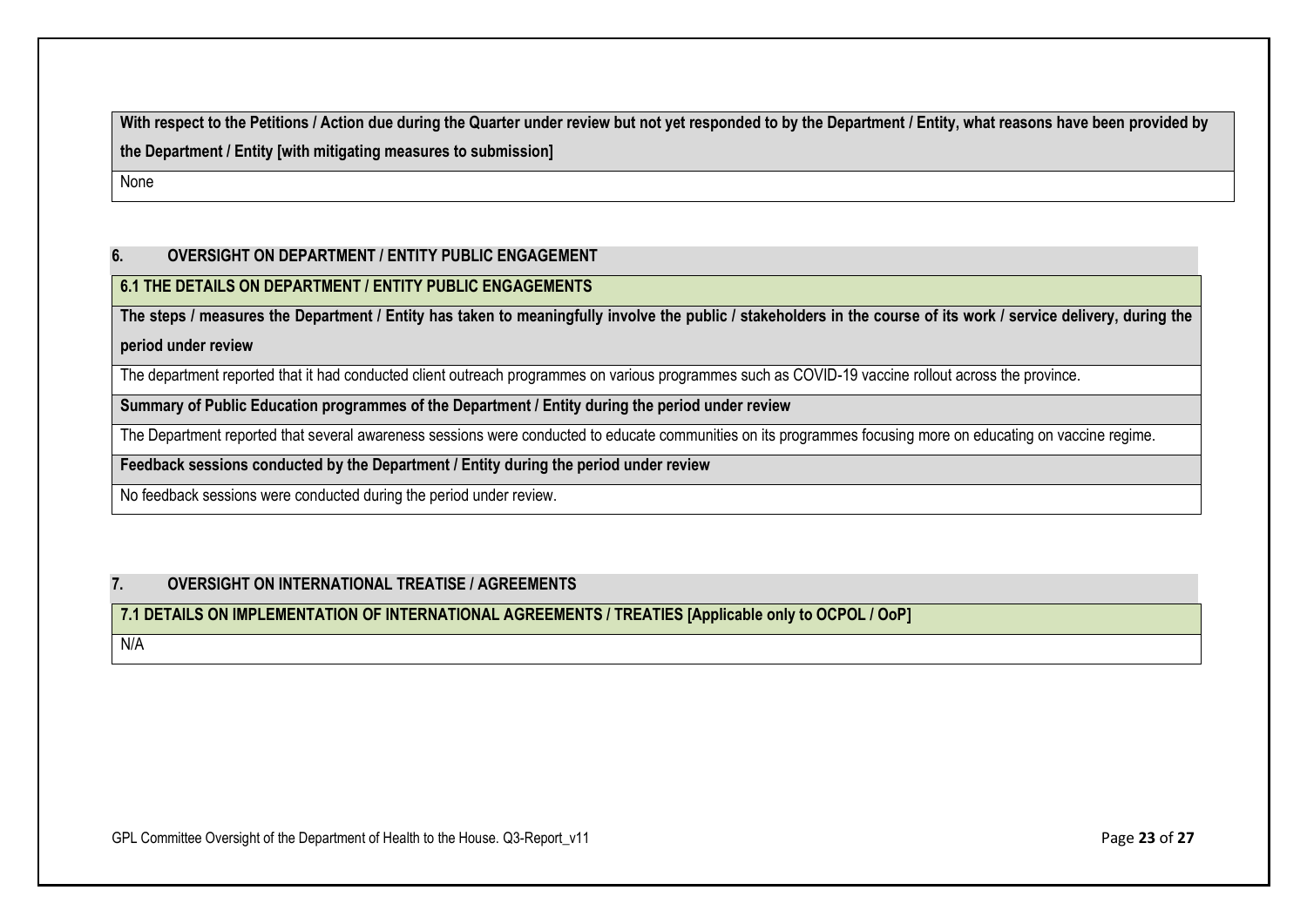| With respect to the Petitions / Action due during the Quarter under review but not yet responded to by the Department / Entity, what reasons have been provided by the Department / Entity [with mitigating measures to submission] |
| --- |
| None |

## 6. OVERSIGHT ON DEPARTMENT / ENTITY PUBLIC ENGAGEMENT

| 6.1 THE DETAILS ON DEPARTMENT / ENTITY PUBLIC ENGAGEMENTS |
| --- |
| **The steps / measures the Department / Entity has taken to meaningfully involve the public / stakeholders in the course of its work / service delivery, during the period under review** |
| The department reported that it had conducted client outreach programmes on various programmes such as COVID-19 vaccine rollout across the province. |
| **Summary of Public Education programmes of the Department / Entity during the period under review** |
| The Department reported that several awareness sessions were conducted to educate communities on its programmes focusing more on educating on vaccine regime. |
| **Feedback sessions conducted by the Department / Entity during the period under review** |
| No feedback sessions were conducted during the period under review. |

## 7. OVERSIGHT ON INTERNATIONAL TREATISE / AGREEMENTS

| 7.1 DETAILS ON IMPLEMENTATION OF INTERNATIONAL AGREEMENTS / TREATIES [Applicable only to OCPOL / OoP] |
| --- |
| N/A |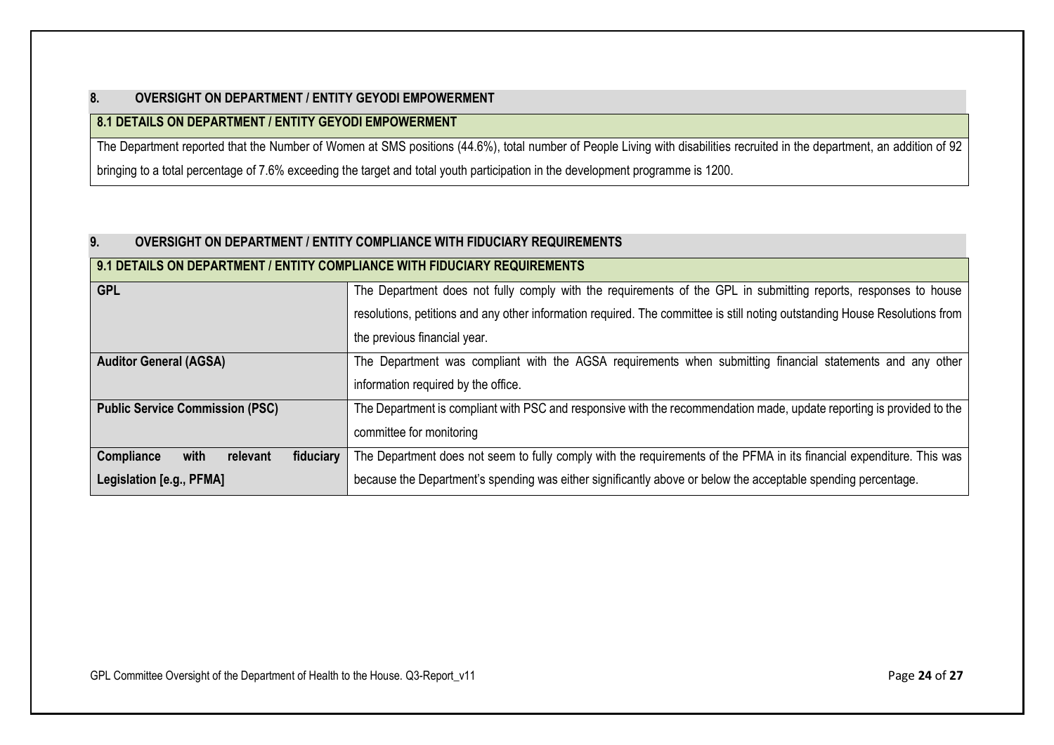## 8. OVERSIGHT ON DEPARTMENT / ENTITY GEYODI EMPOWERMENT

### 8.1 DETAILS ON DEPARTMENT / ENTITY GEYODI EMPOWERMENT

The Department reported that the Number of Women at SMS positions (44.6%), total number of People Living with disabilities recruited in the department, an addition of 92 bringing to a total percentage of 7.6% exceeding the target and total youth participation in the development programme is 1200.

## 9. OVERSIGHT ON DEPARTMENT / ENTITY COMPLIANCE WITH FIDUCIARY REQUIREMENTS

### 9.1 DETAILS ON DEPARTMENT / ENTITY COMPLIANCE WITH FIDUCIARY REQUIREMENTS

| | |
|---|---|
| **GPL** | The Department does not fully comply with the requirements of the GPL in submitting reports, responses to house resolutions, petitions and any other information required. The committee is still noting outstanding House Resolutions from the previous financial year. |
| **Auditor General (AGSA)** | The Department was compliant with the AGSA requirements when submitting financial statements and any other information required by the office. |
| **Public Service Commission (PSC)** | The Department is compliant with PSC and responsive with the recommendation made, update reporting is provided to the committee for monitoring |
| **Compliance with relevant fiduciary Legislation [e.g., PFMA]** | The Department does not seem to fully comply with the requirements of the PFMA in its financial expenditure. This was because the Department's spending was either significantly above or below the acceptable spending percentage. |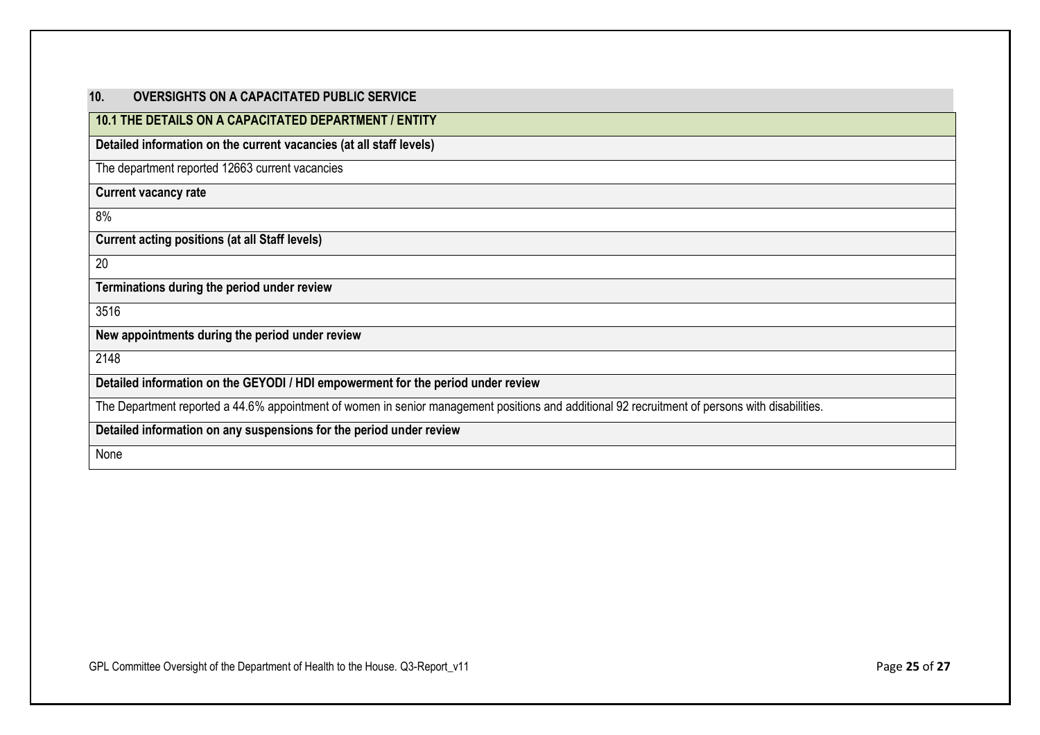## 10. OVERSIGHTS ON A CAPACITATED PUBLIC SERVICE

| 10.1 THE DETAILS ON A CAPACITATED DEPARTMENT / ENTITY |
|---|
| **Detailed information on the current vacancies (at all staff levels)** |
| The department reported 12663 current vacancies |
| **Current vacancy rate** |
| 8% |
| **Current acting positions (at all Staff levels)** |
| 20 |
| **Terminations during the period under review** |
| 3516 |
| **New appointments during the period under review** |
| 2148 |
| **Detailed information on the GEYODI / HDI empowerment for the period under review** |
| The Department reported a 44.6% appointment of women in senior management positions and additional 92 recruitment of persons with disabilities. |
| **Detailed information on any suspensions for the period under review** |
| None |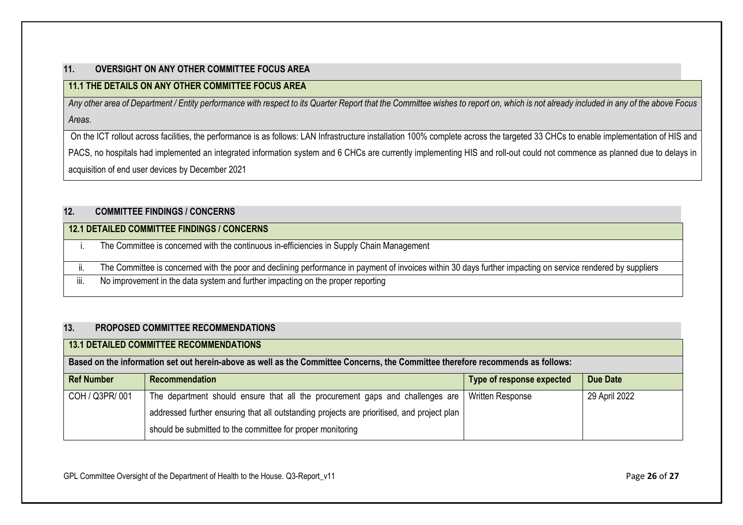## 11. OVERSIGHT ON ANY OTHER COMMITTEE FOCUS AREA

### 11.1 THE DETAILS ON ANY OTHER COMMITTEE FOCUS AREA

*Any other area of Department / Entity performance with respect to its Quarter Report that the Committee wishes to report on, which is not already included in any of the above Focus Areas.*

On the ICT rollout across facilities, the performance is as follows: LAN Infrastructure installation 100% complete across the targeted 33 CHCs to enable implementation of HIS and PACS, no hospitals had implemented an integrated information system and 6 CHCs are currently implementing HIS and roll-out could not commence as planned due to delays in acquisition of end user devices by December 2021

## 12. COMMITTEE FINDINGS / CONCERNS

### 12.1 DETAILED COMMITTEE FINDINGS / CONCERNS

i. The Committee is concerned with the continuous in-efficiencies in Supply Chain Management

ii. The Committee is concerned with the poor and declining performance in payment of invoices within 30 days further impacting on service rendered by suppliers

iii. No improvement in the data system and further impacting on the proper reporting

## 13. PROPOSED COMMITTEE RECOMMENDATIONS

### 13.1 DETAILED COMMITTEE RECOMMENDATIONS

**Based on the information set out herein-above as well as the Committee Concerns, the Committee therefore recommends as follows:**

| Ref Number | Recommendation | Type of response expected | Due Date |
|---|---|---|---|
| COH / Q3PR/ 001 | The department should ensure that all the procurement gaps and challenges are addressed further ensuring that all outstanding projects are prioritised, and project plan should be submitted to the committee for proper monitoring | Written Response | 29 April 2022 |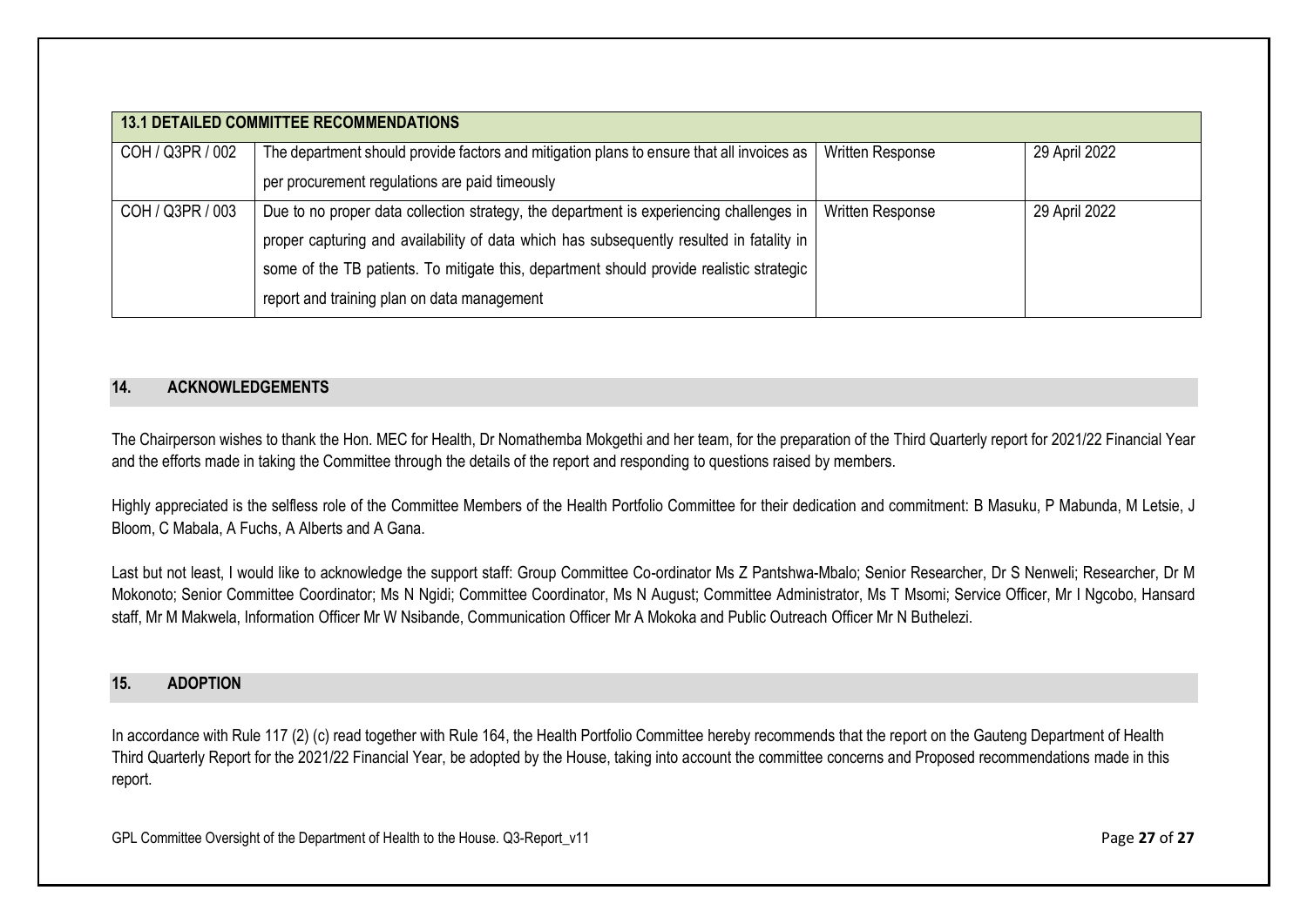| 13.1 DETAILED COMMITTEE RECOMMENDATIONS | | | |
|---|---|---|---|
| COH / Q3PR / 002 | The department should provide factors and mitigation plans to ensure that all invoices as per procurement regulations are paid timeously | Written Response | 29 April 2022 |
| COH / Q3PR / 003 | Due to no proper data collection strategy, the department is experiencing challenges in proper capturing and availability of data which has subsequently resulted in fatality in some of the TB patients. To mitigate this, department should provide realistic strategic report and training plan on data management | Written Response | 29 April 2022 |

## 14. ACKNOWLEDGEMENTS

The Chairperson wishes to thank the Hon. MEC for Health, Dr Nomathemba Mokgethi and her team, for the preparation of the Third Quarterly report for 2021/22 Financial Year and the efforts made in taking the Committee through the details of the report and responding to questions raised by members.

Highly appreciated is the selfless role of the Committee Members of the Health Portfolio Committee for their dedication and commitment: B Masuku, P Mabunda, M Letsie, J Bloom, C Mabala, A Fuchs, A Alberts and A Gana.

Last but not least, I would like to acknowledge the support staff: Group Committee Co-ordinator Ms Z Pantshwa-Mbalo; Senior Researcher, Dr S Nenweli; Researcher, Dr M Mokonoto; Senior Committee Coordinator; Ms N Ngidi; Committee Coordinator, Ms N August; Committee Administrator, Ms T Msomi; Service Officer, Mr I Ngcobo, Hansard staff, Mr M Makwela, Information Officer Mr W Nsibande, Communication Officer Mr A Mokoka and Public Outreach Officer Mr N Buthelezi.

## 15. ADOPTION

In accordance with Rule 117 (2) (c) read together with Rule 164, the Health Portfolio Committee hereby recommends that the report on the Gauteng Department of Health Third Quarterly Report for the 2021/22 Financial Year, be adopted by the House, taking into account the committee concerns and Proposed recommendations made in this report.